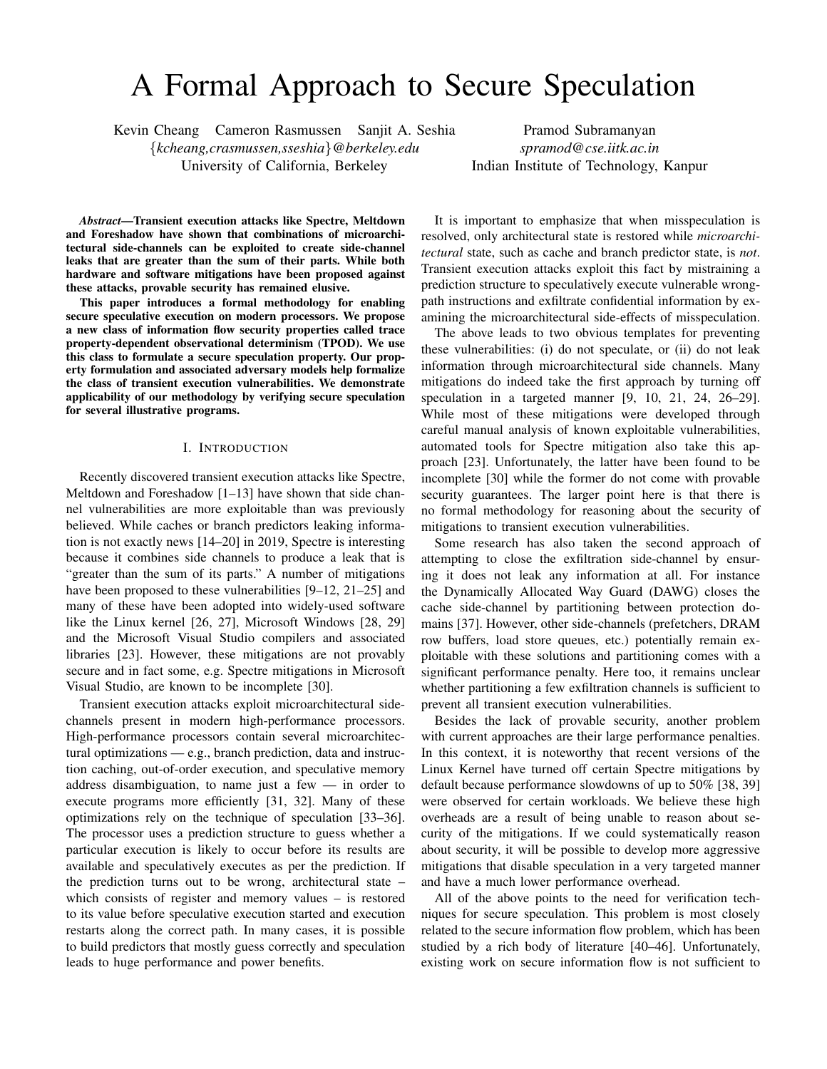# A Formal Approach to Secure Speculation

Kevin Cheang Cameron Rasmussen Sanjit A. Seshia
{*kcheang,crasmussen,sseshia*}*@berkeley.edu*
University of California, Berkeley

Pramod Subramanyan
*spramod@cse.iitk.ac.in*
Indian Institute of Technology, Kanpur

***Abstract*—Transient execution attacks like Spectre, Meltdown and Foreshadow have shown that combinations of microarchitectural side-channels can be exploited to create side-channel leaks that are greater than the sum of their parts. While both hardware and software mitigations have been proposed against these attacks, provable security has remained elusive.**

**This paper introduces a formal methodology for enabling secure speculative execution on modern processors. We propose a new class of information flow security properties called trace property-dependent observational determinism (TPOD). We use this class to formulate a secure speculation property. Our property formulation and associated adversary models help formalize the class of transient execution vulnerabilities. We demonstrate applicability of our methodology by verifying secure speculation for several illustrative programs.**

## I. Introduction

Recently discovered transient execution attacks like Spectre, Meltdown and Foreshadow [1–13] have shown that side channel vulnerabilities are more exploitable than was previously believed. While caches or branch predictors leaking information is not exactly news [14–20] in 2019, Spectre is interesting because it combines side channels to produce a leak that is "greater than the sum of its parts." A number of mitigations have been proposed to these vulnerabilities [9–12, 21–25] and many of these have been adopted into widely-used software like the Linux kernel [26, 27], Microsoft Windows [28, 29] and the Microsoft Visual Studio compilers and associated libraries [23]. However, these mitigations are not provably secure and in fact some, e.g. Spectre mitigations in Microsoft Visual Studio, are known to be incomplete [30].

Transient execution attacks exploit microarchitectural side-channels present in modern high-performance processors. High-performance processors contain several microarchitectural optimizations — e.g., branch prediction, data and instruction caching, out-of-order execution, and speculative memory address disambiguation, to name just a few — in order to execute programs more efficiently [31, 32]. Many of these optimizations rely on the technique of speculation [33–36]. The processor uses a prediction structure to guess whether a particular execution is likely to occur before its results are available and speculatively executes as per the prediction. If the prediction turns out to be wrong, architectural state – which consists of register and memory values – is restored to its value before speculative execution started and execution restarts along the correct path. In many cases, it is possible to build predictors that mostly guess correctly and speculation leads to huge performance and power benefits.

It is important to emphasize that when misspeculation is resolved, only architectural state is restored while *microarchitectural* state, such as cache and branch predictor state, is *not*. Transient execution attacks exploit this fact by mistraining a prediction structure to speculatively execute vulnerable wrong-path instructions and exfiltrate confidential information by examining the microarchitectural side-effects of misspeculation.

The above leads to two obvious templates for preventing these vulnerabilities: (i) do not speculate, or (ii) do not leak information through microarchitectural side channels. Many mitigations do indeed take the first approach by turning off speculation in a targeted manner [9, 10, 21, 24, 26–29]. While most of these mitigations were developed through careful manual analysis of known exploitable vulnerabilities, automated tools for Spectre mitigation also take this approach [23]. Unfortunately, the latter have been found to be incomplete [30] while the former do not come with provable security guarantees. The larger point here is that there is no formal methodology for reasoning about the security of mitigations to transient execution vulnerabilities.

Some research has also taken the second approach of attempting to close the exfiltration side-channel by ensuring it does not leak any information at all. For instance the Dynamically Allocated Way Guard (DAWG) closes the cache side-channel by partitioning between protection domains [37]. However, other side-channels (prefetchers, DRAM row buffers, load store queues, etc.) potentially remain exploitable with these solutions and partitioning comes with a significant performance penalty. Here too, it remains unclear whether partitioning a few exfiltration channels is sufficient to prevent all transient execution vulnerabilities.

Besides the lack of provable security, another problem with current approaches are their large performance penalties. In this context, it is noteworthy that recent versions of the Linux Kernel have turned off certain Spectre mitigations by default because performance slowdowns of up to 50% [38, 39] were observed for certain workloads. We believe these high overheads are a result of being unable to reason about security of the mitigations. If we could systematically reason about security, it will be possible to develop more aggressive mitigations that disable speculation in a very targeted manner and have a much lower performance overhead.

All of the above points to the need for verification techniques for secure speculation. This problem is most closely related to the secure information flow problem, which has been studied by a rich body of literature [40–46]. Unfortunately, existing work on secure information flow is not sufficient to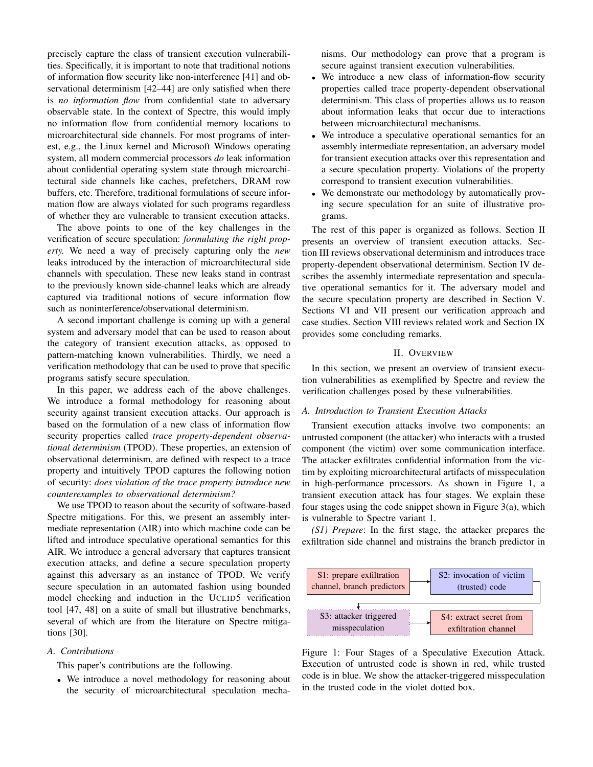precisely capture the class of transient execution vulnerabilities. Specifically, it is important to note that traditional notions of information flow security like non-interference [41] and observational determinism [42–44] are only satisfied when there is *no information flow* from confidential state to adversary observable state. In the context of Spectre, this would imply no information flow from confidential memory locations to microarchitectural side channels. For most programs of interest, e.g., the Linux kernel and Microsoft Windows operating system, all modern commercial processors *do* leak information about confidential operating system state through microarchitectural side channels like caches, prefetchers, DRAM row buffers, etc. Therefore, traditional formulations of secure information flow are always violated for such programs regardless of whether they are vulnerable to transient execution attacks.

The above points to one of the key challenges in the verification of secure speculation: *formulating the right property.* We need a way of precisely capturing only the *new* leaks introduced by the interaction of microarchitectural side channels with speculation. These new leaks stand in contrast to the previously known side-channel leaks which are already captured via traditional notions of secure information flow such as noninterference/observational determinism.

A second important challenge is coming up with a general system and adversary model that can be used to reason about the category of transient execution attacks, as opposed to pattern-matching known vulnerabilities. Thirdly, we need a verification methodology that can be used to prove that specific programs satisfy secure speculation.

In this paper, we address each of the above challenges. We introduce a formal methodology for reasoning about security against transient execution attacks. Our approach is based on the formulation of a new class of information flow security properties called *trace property-dependent observational determinism* (TPOD). These properties, an extension of observational determinism, are defined with respect to a trace property and intuitively TPOD captures the following notion of security: *does violation of the trace property introduce new counterexamples to observational determinism?*

We use TPOD to reason about the security of software-based Spectre mitigations. For this, we present an assembly intermediate representation (AIR) into which machine code can be lifted and introduce speculative operational semantics for this AIR. We introduce a general adversary that captures transient execution attacks, and define a secure speculation property against this adversary as an instance of TPOD. We verify secure speculation in an automated fashion using bounded model checking and induction in the UCLID5 verification tool [47, 48] on a suite of small but illustrative benchmarks, several of which are from the literature on Spectre mitigations [30].

### A. Contributions

This paper's contributions are the following.

- We introduce a novel methodology for reasoning about the security of microarchitectural speculation mechanisms. Our methodology can prove that a program is secure against transient execution vulnerabilities.
- We introduce a new class of information-flow security properties called trace property-dependent observational determinism. This class of properties allows us to reason about information leaks that occur due to interactions between microarchitectural mechanisms.
- We introduce a speculative operational semantics for an assembly intermediate representation, an adversary model for transient execution attacks over this representation and a secure speculation property. Violations of the property correspond to transient execution vulnerabilities.
- We demonstrate our methodology by automatically proving secure speculation for an suite of illustrative programs.

The rest of this paper is organized as follows. Section II presents an overview of transient execution attacks. Section III reviews observational determinism and introduces trace property-dependent observational determinism. Section IV describes the assembly intermediate representation and speculative operational semantics for it. The adversary model and the secure speculation property are described in Section V. Sections VI and VII present our verification approach and case studies. Section VIII reviews related work and Section IX provides some concluding remarks.

## II. Overview

In this section, we present an overview of transient execution vulnerabilities as exemplified by Spectre and review the verification challenges posed by these vulnerabilities.

### A. Introduction to Transient Execution Attacks

Transient execution attacks involve two components: an untrusted component (the attacker) who interacts with a trusted component (the victim) over some communication interface. The attacker exfiltrates confidential information from the victim by exploiting microarchitectural artifacts of misspeculation in high-performance processors. As shown in Figure 1, a transient execution attack has four stages. We explain these four stages using the code snippet shown in Figure 3(a), which is vulnerable to Spectre variant 1.

*(S1) Prepare*: In the first stage, the attacker prepares the exfiltration side channel and mistrains the branch predictor in

S1: prepare exfiltration channel, branch predictors → S2: invocation of victim (trusted) code → S3: attacker triggered misspeculation → S4: extract secret from exfiltration channel

Figure 1: Four Stages of a Speculative Execution Attack. Execution of untrusted code is shown in red, while trusted code is in blue. We show the attacker-triggered misspeculation in the trusted code in the violet dotted box.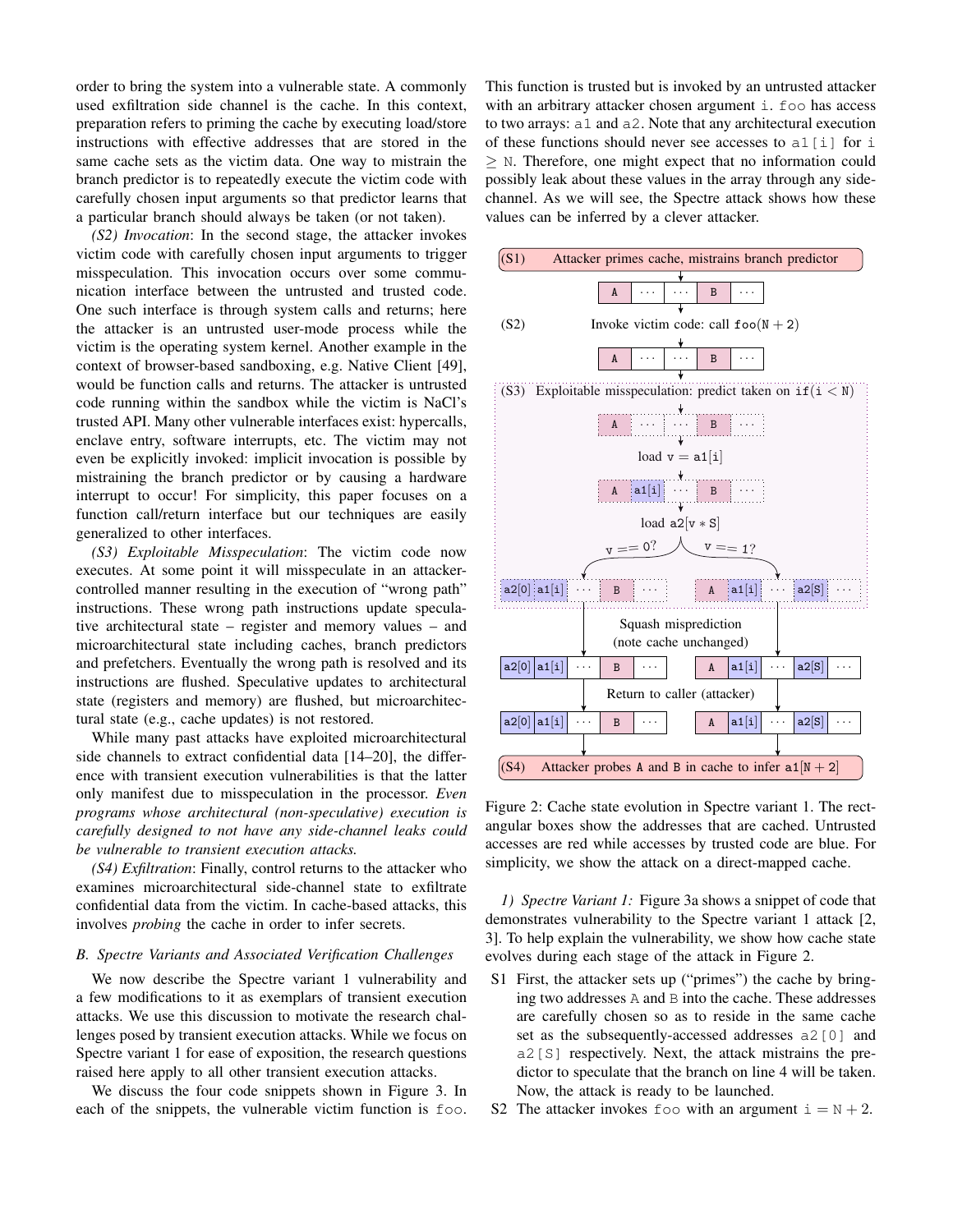order to bring the system into a vulnerable state. A commonly used exfiltration side channel is the cache. In this context, preparation refers to priming the cache by executing load/store instructions with effective addresses that are stored in the same cache sets as the victim data. One way to mistrain the branch predictor is to repeatedly execute the victim code with carefully chosen input arguments so that predictor learns that a particular branch should always be taken (or not taken).

*(S2) Invocation*: In the second stage, the attacker invokes victim code with carefully chosen input arguments to trigger misspeculation. This invocation occurs over some communication interface between the untrusted and trusted code. One such interface is through system calls and returns; here the attacker is an untrusted user-mode process while the victim is the operating system kernel. Another example in the context of browser-based sandboxing, e.g. Native Client [49], would be function calls and returns. The attacker is untrusted code running within the sandbox while the victim is NaCl's trusted API. Many other vulnerable interfaces exist: hypercalls, enclave entry, software interrupts, etc. The victim may not even be explicitly invoked: implicit invocation is possible by mistraining the branch predictor or by causing a hardware interrupt to occur! For simplicity, this paper focuses on a function call/return interface but our techniques are easily generalized to other interfaces.

*(S3) Exploitable Misspeculation*: The victim code now executes. At some point it will misspeculate in an attacker-controlled manner resulting in the execution of "wrong path" instructions. These wrong path instructions update speculative architectural state – register and memory values – and microarchitectural state including caches, branch predictors and prefetchers. Eventually the wrong path is resolved and its instructions are flushed. Speculative updates to architectural state (registers and memory) are flushed, but microarchitectural state (e.g., cache updates) is not restored.

While many past attacks have exploited microarchitectural side channels to extract confidential data [14–20], the difference with transient execution vulnerabilities is that the latter only manifest due to misspeculation in the processor. *Even programs whose architectural (non-speculative) execution is carefully designed to not have any side-channel leaks could be vulnerable to transient execution attacks.*

*(S4) Exfiltration*: Finally, control returns to the attacker who examines microarchitectural side-channel state to exfiltrate confidential data from the victim. In cache-based attacks, this involves *probing* the cache in order to infer secrets.

### B. Spectre Variants and Associated Verification Challenges

We now describe the Spectre variant 1 vulnerability and a few modifications to it as exemplars of transient execution attacks. We use this discussion to motivate the research challenges posed by transient execution attacks. While we focus on Spectre variant 1 for ease of exposition, the research questions raised here apply to all other transient execution attacks.

We discuss the four code snippets shown in Figure 3. In each of the snippets, the vulnerable victim function is `foo`. This function is trusted but is invoked by an untrusted attacker with an arbitrary attacker chosen argument `i`. `foo` has access to two arrays: `a1` and `a2`. Note that any architectural execution of these functions should never see accesses to `a1[i]` for `i` $\geq$ `N`. Therefore, one might expect that no information could possibly leak about these values in the array through any side-channel. As we will see, the Spectre attack shows how these values can be inferred by a clever attacker.

Figure 2: Cache state evolution in Spectre variant 1. The rectangular boxes show the addresses that are cached. Untrusted accesses are red while accesses by trusted code are blue. For simplicity, we show the attack on a direct-mapped cache.

*1) Spectre Variant 1:* Figure 3a shows a snippet of code that demonstrates vulnerability to the Spectre variant 1 attack [2, 3]. To help explain the vulnerability, we show how cache state evolves during each stage of the attack in Figure 2.

- S1 First, the attacker sets up ("primes") the cache by bringing two addresses `A` and `B` into the cache. These addresses are carefully chosen so as to reside in the same cache set as the subsequently-accessed addresses `a2[0]` and `a2[S]` respectively. Next, the attack mistrains the predictor to speculate that the branch on line 4 will be taken. Now, the attack is ready to be launched.
- S2 The attacker invokes `foo` with an argument `i` $=$ `N` $+ 2$.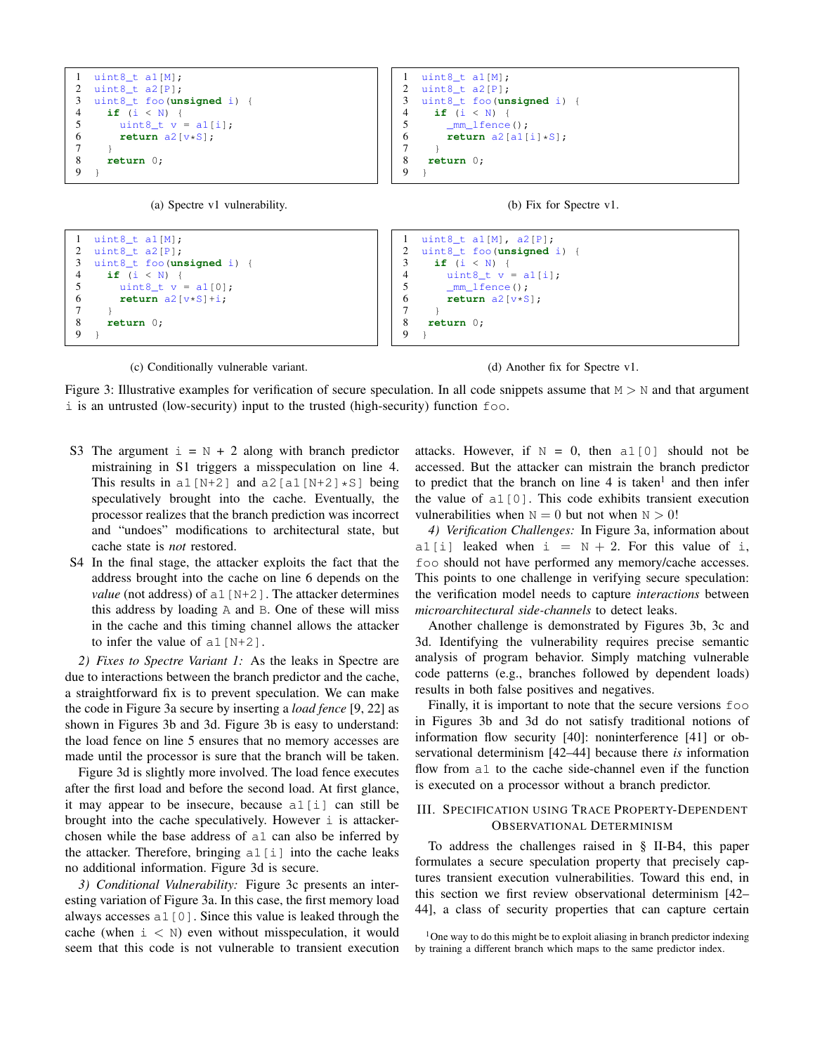```
1  uint8_t a1[M];
2  uint8_t a2[P];
3  uint8_t foo(unsigned i) {
4    if (i < N) {
5      uint8_t v = a1[i];
6      return a2[v*S];
7    }
8    return 0;
9  }
```

(a) Spectre v1 vulnerability.

```
1  uint8_t a1[M];
2  uint8_t a2[P];
3  uint8_t foo(unsigned i) {
4    if (i < N) {
5      _mm_lfence();
6      return a2[a1[i]*S];
7    }
8    return 0;
9  }
```

(b) Fix for Spectre v1.

```
1  uint8_t a1[M];
2  uint8_t a2[P];
3  uint8_t foo(unsigned i) {
4    if (i < N) {
5      uint8_t v = a1[0];
6      return a2[v*S]+i;
7    }
8    return 0;
9  }
```

(c) Conditionally vulnerable variant.

```
1  uint8_t a1[M], a2[P];
2  uint8_t foo(unsigned i) {
3    if (i < N) {
4      uint8_t v = a1[i];
5      _mm_lfence();
6      return a2[v*S];
7    }
8    return 0;
9  }
```

(d) Another fix for Spectre v1.

Figure 3: Illustrative examples for verification of secure speculation. In all code snippets assume that $M > N$ and that argument i is an untrusted (low-security) input to the trusted (high-security) function foo.

- S3 The argument i = N + 2 along with branch predictor mistraining in S1 triggers a misspeculation on line 4. This results in a1[N+2] and a2[a1[N+2]*S] being speculatively brought into the cache. Eventually, the processor realizes that the branch prediction was incorrect and "undoes" modifications to architectural state, but cache state is *not* restored.
- S4 In the final stage, the attacker exploits the fact that the address brought into the cache on line 6 depends on the *value* (not address) of a1[N+2]. The attacker determines this address by loading A and B. One of these will miss in the cache and this timing channel allows the attacker to infer the value of a1[N+2].

*2) Fixes to Spectre Variant 1:* As the leaks in Spectre are due to interactions between the branch predictor and the cache, a straightforward fix is to prevent speculation. We can make the code in Figure 3a secure by inserting a *load fence* [9, 22] as shown in Figures 3b and 3d. Figure 3b is easy to understand: the load fence on line 5 ensures that no memory accesses are made until the processor is sure that the branch will be taken.

Figure 3d is slightly more involved. The load fence executes after the first load and before the second load. At first glance, it may appear to be insecure, because a1[i] can still be brought into the cache speculatively. However i is attacker-chosen while the base address of a1 can also be inferred by the attacker. Therefore, bringing a1[i] into the cache leaks no additional information. Figure 3d is secure.

*3) Conditional Vulnerability:* Figure 3c presents an interesting variation of Figure 3a. In this case, the first memory load always accesses a1[0]. Since this value is leaked through the cache (when i < N) even without misspeculation, it would seem that this code is not vulnerable to transient execution attacks. However, if N = 0, then a1[0] should not be accessed. But the attacker can mistrain the branch predictor to predict that the branch on line 4 is taken[1] and then infer the value of a1[0]. This code exhibits transient execution vulnerabilities when $N = 0$ but not when $N > 0$!

*4) Verification Challenges:* In Figure 3a, information about a1[i] leaked when i = N + 2. For this value of i, foo should not have performed any memory/cache accesses. This points to one challenge in verifying secure speculation: the verification model needs to capture *interactions* between *microarchitectural side-channels* to detect leaks.

Another challenge is demonstrated by Figures 3b, 3c and 3d. Identifying the vulnerability requires precise semantic analysis of program behavior. Simply matching vulnerable code patterns (e.g., branches followed by dependent loads) results in both false positives and negatives.

Finally, it is important to note that the secure versions foo in Figures 3b and 3d do not satisfy traditional notions of information flow security [40]: noninterference [41] or observational determinism [42–44] because there *is* information flow from a1 to the cache side-channel even if the function is executed on a processor without a branch predictor.

## III. Specification using Trace Property-Dependent Observational Determinism

To address the challenges raised in § II-B4, this paper formulates a secure speculation property that precisely captures transient execution vulnerabilities. Toward this end, in this section we first review observational determinism [42–44], a class of security properties that can capture certain

[1] One way to do this might be to exploit aliasing in branch predictor indexing by training a different branch which maps to the same predictor index.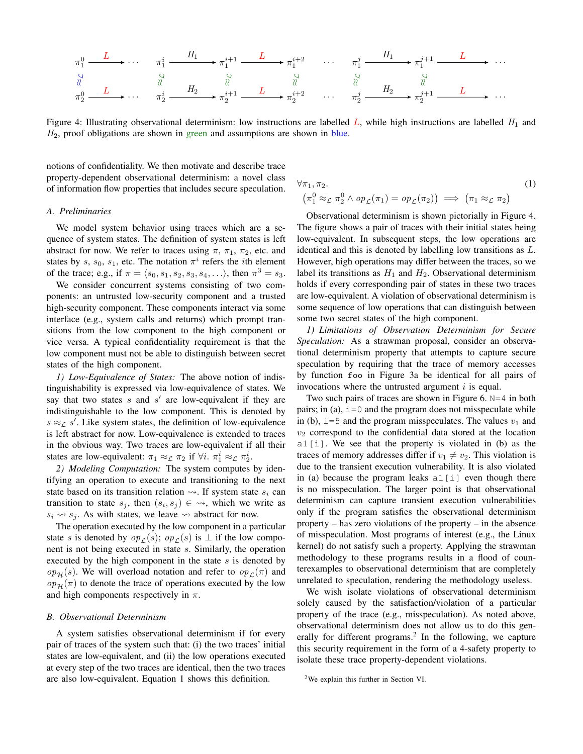$$
\begin{array}{ccccccccccccc}
\pi_1^0 & \xrightarrow{L} & \cdots & \pi_1^i & \xrightarrow{H_1} & \pi_1^{i+1} & \xrightarrow{L} & \pi_1^{i+2} & \cdots & \pi_1^j & \xrightarrow{H_1} & \pi_1^{j+1} & \xrightarrow{L} \cdots \\
\approx_{\mathcal{L}} & & & \approx_{\mathcal{L}} & & \approx_{\mathcal{L}} & & \approx_{\mathcal{L}} & & \approx_{\mathcal{L}} & & \approx_{\mathcal{L}} & \\
\pi_2^0 & \xrightarrow{L} & \cdots & \pi_2^i & \xrightarrow{H_2} & \pi_2^{i+1} & \xrightarrow{L} & \pi_2^{i+2} & \cdots & \pi_2^j & \xrightarrow{H_2} & \pi_2^{j+1} & \xrightarrow{L} \cdots
\end{array}
$$

Figure 4: Illustrating observational determinism: low instructions are labelled $L$, while high instructions are labelled $H_1$ and $H_2$, proof obligations are shown in green and assumptions are shown in blue.

notions of confidentiality. We then motivate and describe trace property-dependent observational determinism: a novel class of information flow properties that includes secure speculation.

### A. Preliminaries

We model system behavior using traces which are a sequence of system states. The definition of system states is left abstract for now. We refer to traces using $\pi$, $\pi_1$, $\pi_2$, etc. and states by $s$, $s_0$, $s_1$, etc. The notation $\pi^i$ refers the $i$th element of the trace; e.g., if $\pi = \langle s_0, s_1, s_2, s_3, s_4, \ldots \rangle$, then $\pi^3 = s_3$.

We consider concurrent systems consisting of two components: an untrusted low-security component and a trusted high-security component. These components interact via some interface (e.g., system calls and returns) which prompt transitions from the low component to the high component or vice versa. A typical confidentiality requirement is that the low component must not be able to distinguish between secret states of the high component.

*1) Low-Equivalence of States:* The above notion of indistinguishability is expressed via low-equivalence of states. We say that two states $s$ and $s'$ are low-equivalent if they are indistinguishable to the low component. This is denoted by $s \approx_{\mathcal{L}} s'$. Like system states, the definition of low-equivalence is left abstract for now. Low-equivalence is extended to traces in the obvious way. Two traces are low-equivalent if all their states are low-equivalent: $\pi_1 \approx_{\mathcal{L}} \pi_2$ if $\forall i.\ \pi_1^i \approx_{\mathcal{L}} \pi_2^i$.

*2) Modeling Computation:* The system computes by identifying an operation to execute and transitioning to the next state based on its transition relation $\rightsquigarrow$. If system state $s_i$ can transition to state $s_j$, then $(s_i, s_j) \in \rightsquigarrow$, which we write as $s_i \rightsquigarrow s_j$. As with states, we leave $\rightsquigarrow$ abstract for now.

The operation executed by the low component in a particular state $s$ is denoted by $op_{\mathcal{L}}(s)$; $op_{\mathcal{L}}(s)$ is $\perp$ if the low component is not being executed in state $s$. Similarly, the operation executed by the high component in the state $s$ is denoted by $op_{\mathcal{H}}(s)$. We will overload notation and refer to $op_{\mathcal{L}}(\pi)$ and $op_{\mathcal{H}}(\pi)$ to denote the trace of operations executed by the low and high components respectively in $\pi$.

### B. Observational Determinism

A system satisfies observational determinism if for every pair of traces of the system such that: (i) the two traces' initial states are low-equivalent, and (ii) the low operations executed at every step of the two traces are identical, then the two traces are also low-equivalent. Equation 1 shows this definition.

$$
\forall \pi_1, \pi_2. \quad (1)
$$
$$
\left(\pi_1^0 \approx_{\mathcal{L}} \pi_2^0 \wedge op_{\mathcal{L}}(\pi_1) = op_{\mathcal{L}}(\pi_2)\right) \implies \left(\pi_1 \approx_{\mathcal{L}} \pi_2\right)
$$

Observational determinism is shown pictorially in Figure 4. The figure shows a pair of traces with their initial states being low-equivalent. In subsequent steps, the low operations are identical and this is denoted by labelling low transitions as $L$. However, high operations may differ between the traces, so we label its transitions as $H_1$ and $H_2$. Observational determinism holds if every corresponding pair of states in these two traces are low-equivalent. A violation of observational determinism is some sequence of low operations that can distinguish between some two secret states of the high component.

*1) Limitations of Observation Determinism for Secure Speculation:* As a strawman proposal, consider an observational determinism property that attempts to capture secure speculation by requiring that the trace of memory accesses by function `foo` in Figure 3a be identical for all pairs of invocations where the untrusted argument $i$ is equal.

Two such pairs of traces are shown in Figure 6. `N=4` in both pairs; in (a), `i=0` and the program does not misspeculate while in (b), `i=5` and the program misspeculates. The values $v_1$ and $v_2$ correspond to the confidential data stored at the location `a1[i]`. We see that the property is violated in (b) as the traces of memory addresses differ if $v_1 \neq v_2$. This violation is due to the transient execution vulnerability. It is also violated in (a) because the program leaks `a1[i]` even though there is no misspeculation. The larger point is that observational determinism can capture transient execution vulnerabilities only if the program satisfies the observational determinism property – has zero violations of the property – in the absence of misspeculation. Most programs of interest (e.g., the Linux kernel) do not satisfy such a property. Applying the strawman methodology to these programs results in a flood of counterexamples to observational determinism that are completely unrelated to speculation, rendering the methodology useless.

We wish isolate violations of observational determinism solely caused by the satisfaction/violation of a particular property of the trace (e.g., misspeculation). As noted above, observational determinism does not allow us to do this generally for different programs.[2] In the following, we capture this security requirement in the form of a 4-safety property to isolate these trace property-dependent violations.

[2] We explain this further in Section VI.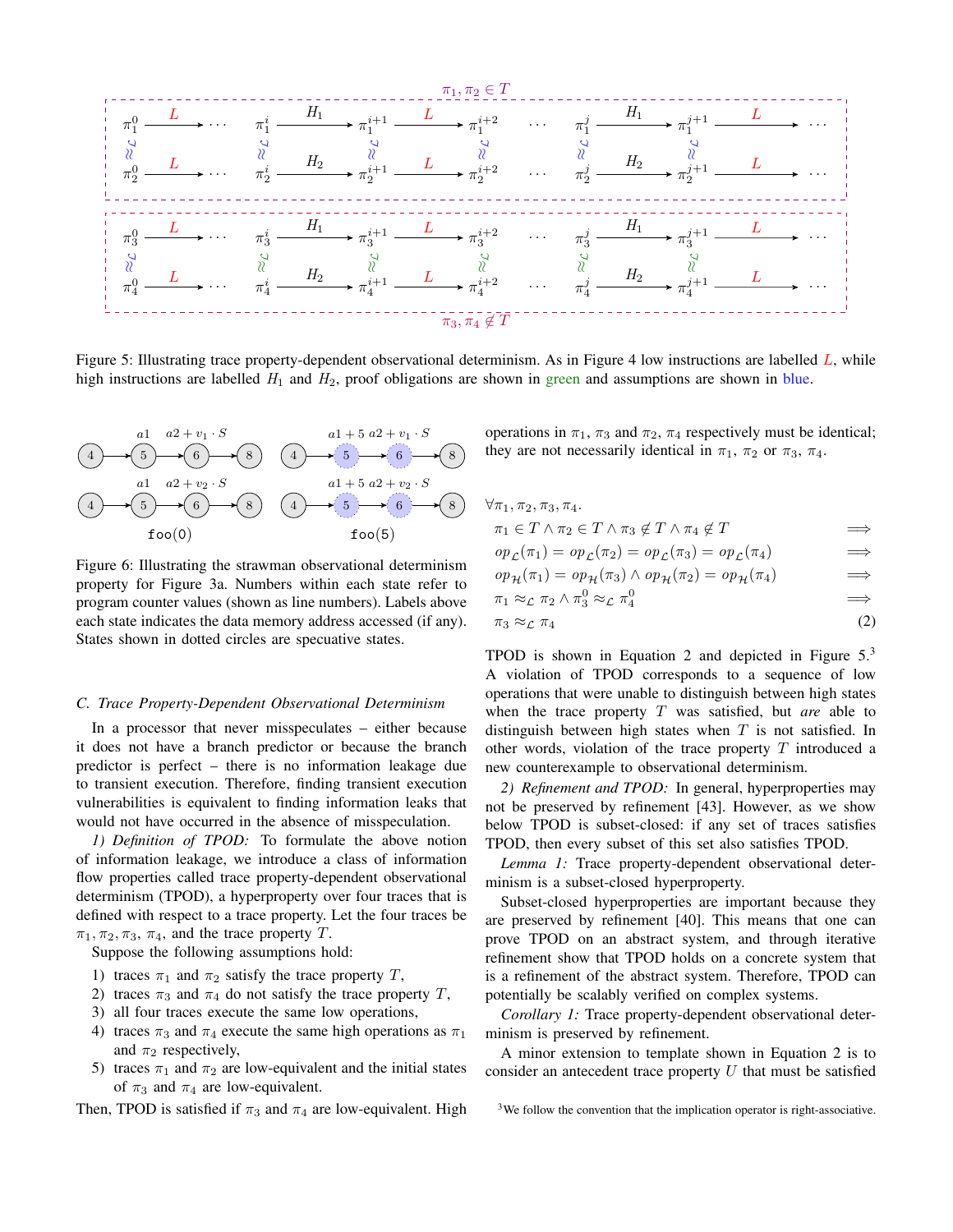Figure 5: Illustrating trace property-dependent observational determinism. As in Figure 4 low instructions are labelled $L$, while high instructions are labelled $H_1$ and $H_2$, proof obligations are shown in green and assumptions are shown in blue.

Figure 6: Illustrating the strawman observational determinism property for Figure 3a. Numbers within each state refer to program counter values (shown as line numbers). Labels above each state indicates the data memory address accessed (if any). States shown in dotted circles are specuative states.

### C. Trace Property-Dependent Observational Determinism

In a processor that never misspeculates – either because it does not have a branch predictor or because the branch predictor is perfect – there is no information leakage due to transient execution. Therefore, finding transient execution vulnerabilities is equivalent to finding information leaks that would not have occurred in the absence of misspeculation.

*1) Definition of TPOD:* To formulate the above notion of information leakage, we introduce a class of information flow properties called trace property-dependent observational determinism (TPOD), a hyperproperty over four traces that is defined with respect to a trace property. Let the four traces be $\pi_1, \pi_2, \pi_3, \pi_4$, and the trace property $T$.

Suppose the following assumptions hold:

1) traces $\pi_1$ and $\pi_2$ satisfy the trace property $T$,
2) traces $\pi_3$ and $\pi_4$ do not satisfy the trace property $T$,
3) all four traces execute the same low operations,
4) traces $\pi_3$ and $\pi_4$ execute the same high operations as $\pi_1$ and $\pi_2$ respectively,
5) traces $\pi_1$ and $\pi_2$ are low-equivalent and the initial states of $\pi_3$ and $\pi_4$ are low-equivalent.

Then, TPOD is satisfied if $\pi_3$ and $\pi_4$ are low-equivalent. High operations in $\pi_1$, $\pi_3$ and $\pi_2$, $\pi_4$ respectively must be identical; they are not necessarily identical in $\pi_1$, $\pi_2$ or $\pi_3$, $\pi_4$.

$$
\begin{aligned}
&\forall \pi_1, \pi_2, \pi_3, \pi_4. \\
&\quad \pi_1 \in T \wedge \pi_2 \in T \wedge \pi_3 \notin T \wedge \pi_4 \notin T \implies \\
&\quad op_{\mathcal{L}}(\pi_1) = op_{\mathcal{L}}(\pi_2) = op_{\mathcal{L}}(\pi_3) = op_{\mathcal{L}}(\pi_4) \implies \\
&\quad op_{\mathcal{H}}(\pi_1) = op_{\mathcal{H}}(\pi_3) \wedge op_{\mathcal{H}}(\pi_2) = op_{\mathcal{H}}(\pi_4) \implies \\
&\quad \pi_1 \approx_{\mathcal{L}} \pi_2 \wedge \pi_3^0 \approx_{\mathcal{L}} \pi_4^0 \implies \\
&\quad \pi_3 \approx_{\mathcal{L}} \pi_4
\end{aligned}
\tag{2}
$$

TPOD is shown in Equation 2 and depicted in Figure 5.[3] A violation of TPOD corresponds to a sequence of low operations that were unable to distinguish between high states when the trace property $T$ was satisfied, but *are* able to distinguish between high states when $T$ is not satisfied. In other words, violation of the trace property $T$ introduced a new counterexample to observational determinism.

*2) Refinement and TPOD:* In general, hyperproperties may not be preserved by refinement [43]. However, as we show below TPOD is subset-closed: if any set of traces satisfies TPOD, then every subset of this set also satisfies TPOD.

*Lemma 1:* Trace property-dependent observational determinism is a subset-closed hyperproperty.

Subset-closed hyperproperties are important because they are preserved by refinement [40]. This means that one can prove TPOD on an abstract system, and through iterative refinement show that TPOD holds on a concrete system that is a refinement of the abstract system. Therefore, TPOD can potentially be scalably verified on complex systems.

*Corollary 1:* Trace property-dependent observational determinism is preserved by refinement.

A minor extension to template shown in Equation 2 is to consider an antecedent trace property $U$ that must be satisfied

[3] We follow the convention that the implication operator is right-associative.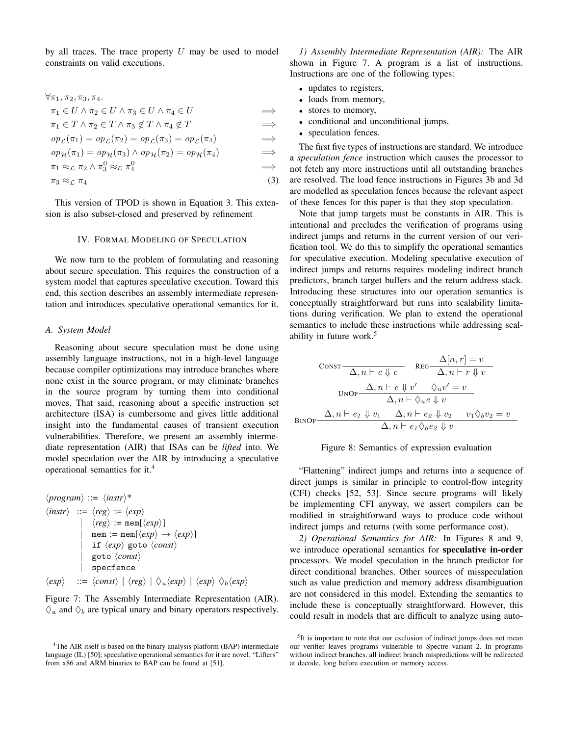by all traces. The trace property $U$ may be used to model constraints on valid executions.

$$
\begin{aligned}
&\forall \pi_1, \pi_2, \pi_3, \pi_4. \\
&\pi_1 \in U \wedge \pi_2 \in U \wedge \pi_3 \in U \wedge \pi_4 \in U && \implies \\
&\pi_1 \in T \wedge \pi_2 \in T \wedge \pi_3 \notin T \wedge \pi_4 \notin T && \implies \\
&op_{\mathcal{L}}(\pi_1) = op_{\mathcal{L}}(\pi_2) = op_{\mathcal{L}}(\pi_3) = op_{\mathcal{L}}(\pi_4) && \implies \\
&op_{\mathcal{H}}(\pi_1) = op_{\mathcal{H}}(\pi_3) \wedge op_{\mathcal{H}}(\pi_2) = op_{\mathcal{H}}(\pi_4) && \implies \\
&\pi_1 \approx_{\mathcal{L}} \pi_2 \wedge \pi_3^0 \approx_{\mathcal{L}} \pi_4^0 && \implies \\
&\pi_3 \approx_{\mathcal{L}} \pi_4 && (3)
\end{aligned}
$$

This version of TPOD is shown in Equation 3. This extension is also subset-closed and preserved by refinement

## IV. Formal Modeling of Speculation

We now turn to the problem of formulating and reasoning about secure speculation. This requires the construction of a system model that captures speculative execution. Toward this end, this section describes an assembly intermediate representation and introduces speculative operational semantics for it.

### A. System Model

Reasoning about secure speculation must be done using assembly language instructions, not in a high-level language because compiler optimizations may introduce branches where none exist in the source program, or may eliminate branches in the source program by turning them into conditional moves. That said, reasoning about a specific instruction set architecture (ISA) is cumbersome and gives little additional insight into the fundamental causes of transient execution vulnerabilities. Therefore, we present an assembly intermediate representation (AIR) that ISAs can be *lifted* into. We model speculation over the AIR by introducing a speculative operational semantics for it.[4]

```
⟨program⟩ ::= ⟨instr⟩*
⟨instr⟩   ::= ⟨reg⟩ := ⟨exp⟩
           |  ⟨reg⟩ := mem[⟨exp⟩]
           |  mem := mem[⟨exp⟩ → ⟨exp⟩]
           |  if ⟨exp⟩ goto ⟨const⟩
           |  goto ⟨const⟩
           |  specfence
⟨exp⟩     ::= ⟨const⟩ | ⟨reg⟩ | ◇u⟨exp⟩ | ⟨exp⟩ ◇b⟨exp⟩
```

Figure 7: The Assembly Intermediate Representation (AIR). $\Diamond_u$ and $\Diamond_b$ are typical unary and binary operators respectively.

*1) Assembly Intermediate Representation (AIR):* The AIR shown in Figure 7. A program is a list of instructions. Instructions are one of the following types:

- updates to registers,
- loads from memory,
- stores to memory,
- conditional and unconditional jumps,
- speculation fences.

The first five types of instructions are standard. We introduce a *speculation fence* instruction which causes the processor to not fetch any more instructions until all outstanding branches are resolved. The load fence instructions in Figures 3b and 3d are modelled as speculation fences because the relevant aspect of these fences for this paper is that they stop speculation.

Note that jump targets must be constants in AIR. This is intentional and precludes the verification of programs using indirect jumps and returns in the current version of our verification tool. We do this to simplify the operational semantics for speculative execution. Modeling speculative execution of indirect jumps and returns requires modeling indirect branch predictors, branch target buffers and the return address stack. Introducing these structures into our operation semantics is conceptually straightforward but runs into scalability limitations during verification. We plan to extend the operational semantics to include these instructions while addressing scalability in future work.[5]

$$
\textsc{Const}\;\frac{}{\Delta, n \vdash c \Downarrow c} \qquad \textsc{Reg}\;\frac{\Delta[n, r] = v}{\Delta, n \vdash r \Downarrow v}
$$

$$
\textsc{UnOp}\;\frac{\Delta, n \vdash e \Downarrow v' \qquad \Diamond_u v' = v}{\Delta, n \vdash \Diamond_u e \Downarrow v}
$$

$$
\textsc{BinOp}\;\frac{\Delta, n \vdash e_1 \Downarrow v_1 \qquad \Delta, n \vdash e_2 \Downarrow v_2 \qquad v_1 \Diamond_b v_2 = v}{\Delta, n \vdash e_1 \Diamond_b e_2 \Downarrow v}
$$

Figure 8: Semantics of expression evaluation

"Flattening" indirect jumps and returns into a sequence of direct jumps is similar in principle to control-flow integrity (CFI) checks [52, 53]. Since secure programs will likely be implementing CFI anyway, we assert compilers can be modified in straightforward ways to produce code without indirect jumps and returns (with some performance cost).

*2) Operational Semantics for AIR:* In Figures 8 and 9, we introduce operational semantics for **speculative in-order** processors. We model speculation in the branch predictor for direct conditional branches. Other sources of misspeculation such as value prediction and memory address disambiguation are not considered in this model. Extending the semantics to include these is conceptually straightforward. However, this could result in models that are difficult to analyze using auto-

[4] The AIR itself is based on the binary analysis platform (BAP) intermediate language (IL) [50]; speculative operational semantics for it are novel. "Lifters" from x86 and ARM binaries to BAP can be found at [51].

[5] It is important to note that our exclusion of indirect jumps does not mean our verifier leaves programs vulnerable to Spectre variant 2. In programs without indirect branches, all indirect branch mispredictions will be redirected at decode, long before execution or memory access.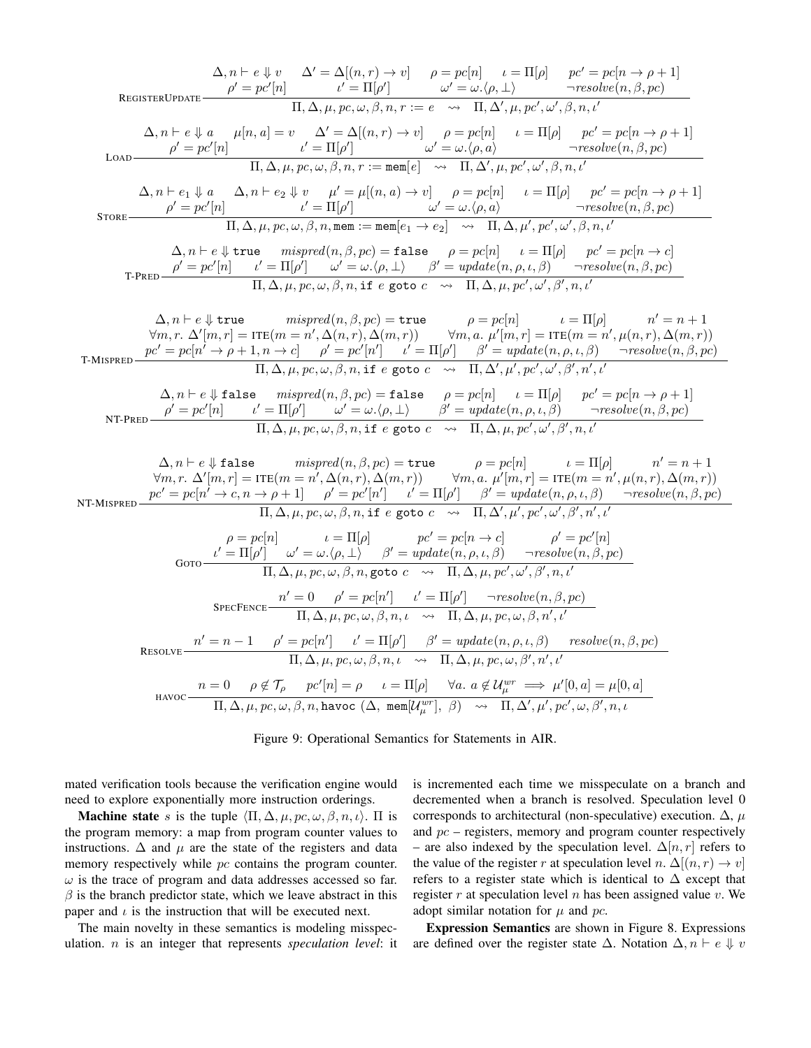$$\text{REGISTERUPDATE}\ \frac{\begin{array}{ccccc}\Delta, n \vdash e \Downarrow v & \Delta' = \Delta[(n,r) \to v] & \rho = pc[n] & \iota = \Pi[\rho] & pc' = pc[n \to \rho + 1] \\ \rho' = pc'[n] & \iota' = \Pi[\rho'] & \omega' = \omega.\langle \rho, \bot \rangle & & \neg resolve(n, \beta, pc)\end{array}}{\Pi, \Delta, \mu, pc, \omega, \beta, n, r := e \quad \rightsquigarrow \quad \Pi, \Delta', \mu, pc', \omega', \beta, n, \iota'}$$

$$\text{LOAD}\ \frac{\begin{array}{cccccc}\Delta, n \vdash e \Downarrow a & \mu[n,a] = v & \Delta' = \Delta[(n,r) \to v] & \rho = pc[n] & \iota = \Pi[\rho] & pc' = pc[n \to \rho + 1] \\ \rho' = pc'[n] & \iota' = \Pi[\rho'] & \omega' = \omega.\langle \rho, a \rangle & & & \neg resolve(n, \beta, pc)\end{array}}{\Pi, \Delta, \mu, pc, \omega, \beta, n, r := \texttt{mem}[e] \quad \rightsquigarrow \quad \Pi, \Delta', \mu, pc', \omega', \beta, n, \iota'}$$

$$\text{STORE}\ \frac{\begin{array}{cccccc}\Delta, n \vdash e_1 \Downarrow a & \Delta, n \vdash e_2 \Downarrow v & \mu' = \mu[(n,a) \to v] & \rho = pc[n] & \iota = \Pi[\rho] & pc' = pc[n \to \rho + 1] \\ \rho' = pc'[n] & \iota' = \Pi[\rho'] & \omega' = \omega.\langle \rho, a \rangle & & & \neg resolve(n, \beta, pc)\end{array}}{\Pi, \Delta, \mu, pc, \omega, \beta, n, \texttt{mem} := \texttt{mem}[e_1 \to e_2] \quad \rightsquigarrow \quad \Pi, \Delta, \mu', pc', \omega', \beta, n, \iota'}$$

$$\text{T-PRED}\ \frac{\begin{array}{ccccc}\Delta, n \vdash e \Downarrow \texttt{true} & mispred(n, \beta, pc) = \texttt{false} & \rho = pc[n] & \iota = \Pi[\rho] & pc' = pc[n \to c] \\ \rho' = pc'[n] & \iota' = \Pi[\rho'] & \omega' = \omega.\langle \rho, \bot \rangle & \beta' = update(n, \rho, \iota, \beta) & \neg resolve(n, \beta, pc)\end{array}}{\Pi, \Delta, \mu, pc, \omega, \beta, n, \texttt{if}\ e\ \texttt{goto}\ c \quad \rightsquigarrow \quad \Pi, \Delta, \mu, pc', \omega', \beta', n, \iota'}$$

$$\text{T-MISPRED}\ \frac{\begin{array}{c}\Delta, n \vdash e \Downarrow \texttt{true} \quad mispred(n, \beta, pc) = \texttt{true} \quad \rho = pc[n] \quad \iota = \Pi[\rho] \quad n' = n + 1 \\ \forall m, r.\ \Delta'[m,r] = \text{ITE}(m = n', \Delta(n,r), \Delta(m,r)) \quad \forall m, a.\ \mu'[m,r] = \text{ITE}(m = n', \mu(n,r), \Delta(m,r)) \\ pc' = pc[n' \to \rho + 1, n \to c] \quad \rho' = pc'[n'] \quad \iota' = \Pi[\rho'] \quad \beta' = update(n, \rho, \iota, \beta) \quad \neg resolve(n, \beta, pc)\end{array}}{\Pi, \Delta, \mu, pc, \omega, \beta, n, \texttt{if}\ e\ \texttt{goto}\ c \quad \rightsquigarrow \quad \Pi, \Delta', \mu', pc', \omega', \beta', n', \iota'}$$

$$\text{NT-PRED}\ \frac{\begin{array}{ccccc}\Delta, n \vdash e \Downarrow \texttt{false} & mispred(n, \beta, pc) = \texttt{false} & \rho = pc[n] & \iota = \Pi[\rho] & pc' = pc[n \to \rho + 1] \\ \rho' = pc'[n] & \iota' = \Pi[\rho'] & \omega' = \omega.\langle \rho, \bot \rangle & \beta' = update(n, \rho, \iota, \beta) & \neg resolve(n, \beta, pc)\end{array}}{\Pi, \Delta, \mu, pc, \omega, \beta, n, \texttt{if}\ e\ \texttt{goto}\ c \quad \rightsquigarrow \quad \Pi, \Delta, \mu, pc', \omega', \beta', n, \iota'}$$

$$\text{NT-MISPRED}\ \frac{\begin{array}{c}\Delta, n \vdash e \Downarrow \texttt{false} \quad mispred(n, \beta, pc) = \texttt{true} \quad \rho = pc[n] \quad \iota = \Pi[\rho] \quad n' = n + 1 \\ \forall m, r.\ \Delta'[m,r] = \text{ITE}(m = n', \Delta(n,r), \Delta(m,r)) \quad \forall m, a.\ \mu'[m,r] = \text{ITE}(m = n', \mu(n,r), \Delta(m,r)) \\ pc' = pc[n' \to c, n \to \rho + 1] \quad \rho' = pc'[n'] \quad \iota' = \Pi[\rho'] \quad \beta' = update(n, \rho, \iota, \beta) \quad \neg resolve(n, \beta, pc)\end{array}}{\Pi, \Delta, \mu, pc, \omega, \beta, n, \texttt{if}\ e\ \texttt{goto}\ c \quad \rightsquigarrow \quad \Pi, \Delta', \mu', pc', \omega', \beta', n', \iota'}$$

$$\text{GOTO}\ \frac{\begin{array}{cccc}\rho = pc[n] & \iota = \Pi[\rho] & pc' = pc[n \to c] & \rho' = pc'[n] \\ \iota' = \Pi[\rho'] \quad \omega' = \omega.\langle \rho, \bot \rangle & & \beta' = update(n, \rho, \iota, \beta) & \neg resolve(n, \beta, pc)\end{array}}{\Pi, \Delta, \mu, pc, \omega, \beta, n, \texttt{goto}\ c \quad \rightsquigarrow \quad \Pi, \Delta, \mu, pc', \omega', \beta', n, \iota'}$$

$$\text{SPECFENCE}\ \frac{n' = 0 \quad \rho' = pc[n'] \quad \iota' = \Pi[\rho'] \quad \neg resolve(n, \beta, pc)}{\Pi, \Delta, \mu, pc, \omega, \beta, n, \iota \quad \rightsquigarrow \quad \Pi, \Delta, \mu, pc, \omega, \beta, n', \iota'}$$

$$\text{RESOLVE}\ \frac{n' = n - 1 \quad \rho' = pc[n'] \quad \iota' = \Pi[\rho'] \quad \beta' = update(n, \rho, \iota, \beta) \quad resolve(n, \beta, pc)}{\Pi, \Delta, \mu, pc, \omega, \beta, n, \iota \quad \rightsquigarrow \quad \Pi, \Delta, \mu, pc, \omega, \beta', n', \iota'}$$

$$\text{HAVOC}\ \frac{n = 0 \quad \rho \notin \mathcal{T}_\rho \quad pc'[n] = \rho \quad \iota = \Pi[\rho] \quad \forall a.\ a \notin \mathcal{U}^{wr}_\mu \implies \mu'[0,a] = \mu[0,a]}{\Pi, \Delta, \mu, pc, \omega, \beta, n, \texttt{havoc}\ (\Delta,\ \texttt{mem}[\mathcal{U}^{wr}_\mu],\ \beta) \quad \rightsquigarrow \quad \Pi, \Delta', \mu', pc', \omega, \beta', n, \iota}$$

Figure 9: Operational Semantics for Statements in AIR.

mated verification tools because the verification engine would need to explore exponentially more instruction orderings.

**Machine state** $s$ is the tuple $\langle \Pi, \Delta, \mu, pc, \omega, \beta, n, \iota \rangle$. $\Pi$ is the program memory: a map from program counter values to instructions. $\Delta$ and $\mu$ are the state of the registers and data memory respectively while $pc$ contains the program counter. $\omega$ is the trace of program and data addresses accessed so far. $\beta$ is the branch predictor state, which we leave abstract in this paper and $\iota$ is the instruction that will be executed next.

The main novelty in these semantics is modeling misspeculation. $n$ is an integer that represents *speculation level*: it is incremented each time we misspeculate on a branch and decremented when a branch is resolved. Speculation level 0 corresponds to architectural (non-speculative) execution. $\Delta$, $\mu$ and $pc$ – registers, memory and program counter respectively – are also indexed by the speculation level. $\Delta[n, r]$ refers to the value of the register $r$ at speculation level $n$. $\Delta[(n, r) \to v]$ refers to a register state which is identical to $\Delta$ except that register $r$ at speculation level $n$ has been assigned value $v$. We adopt similar notation for $\mu$ and $pc$.

**Expression Semantics** are shown in Figure 8. Expressions are defined over the register state $\Delta$. Notation $\Delta, n \vdash e \Downarrow v$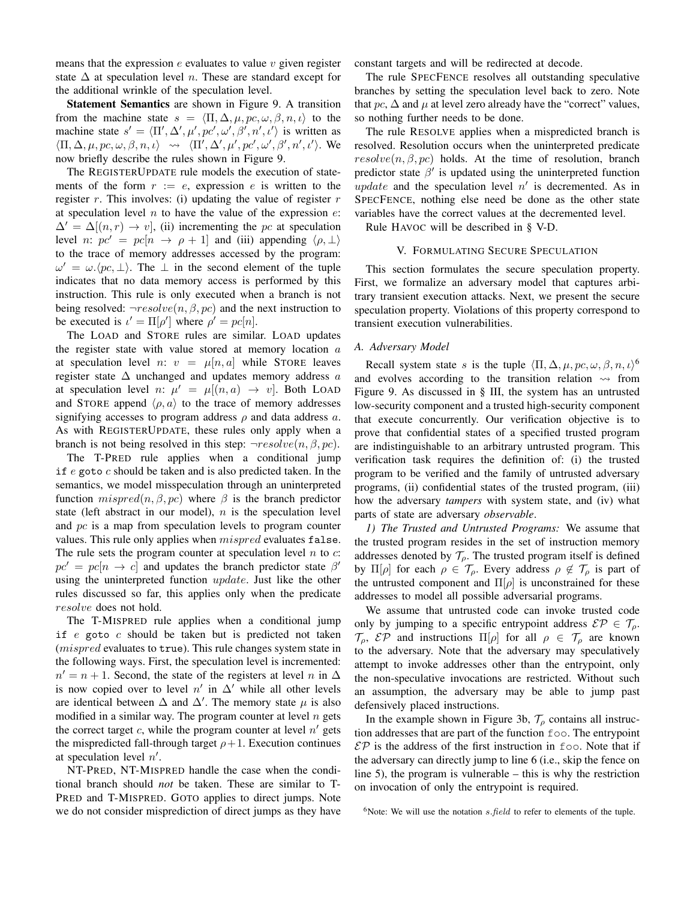means that the expression $e$ evaluates to value $v$ given register state $\Delta$ at speculation level $n$. These are standard except for the additional wrinkle of the speculation level.

**Statement Semantics** are shown in Figure 9. A transition from the machine state $s = \langle \Pi, \Delta, \mu, pc, \omega, \beta, n, \iota \rangle$ to the machine state $s' = \langle \Pi', \Delta', \mu', pc', \omega', \beta', n', \iota' \rangle$ is written as $\langle \Pi, \Delta, \mu, pc, \omega, \beta, n, \iota \rangle \rightsquigarrow \langle \Pi', \Delta', \mu', pc', \omega', \beta', n', \iota' \rangle$. We now briefly describe the rules shown in Figure 9.

The REGISTERUPDATE rule models the execution of statements of the form $r := e$, expression $e$ is written to the register $r$. This involves: (i) updating the value of register $r$ at speculation level $n$ to have the value of the expression $e$: $\Delta' = \Delta[(n,r) \to v]$, (ii) incrementing the $pc$ at speculation level $n$: $pc' = pc[n \to \rho + 1]$ and (iii) appending $\langle \rho, \perp \rangle$ to the trace of memory addresses accessed by the program: $\omega' = \omega.\langle pc, \perp \rangle$. The $\perp$ in the second element of the tuple indicates that no data memory access is performed by this instruction. This rule is only executed when a branch is not being resolved: $\neg resolve(n, \beta, pc)$ and the next instruction to be executed is $\iota' = \Pi[\rho']$ where $\rho' = pc[n]$.

The LOAD and STORE rules are similar. LOAD updates the register state with value stored at memory location $a$ at speculation level $n$: $v = \mu[n, a]$ while STORE leaves register state $\Delta$ unchanged and updates memory address $a$ at speculation level $n$: $\mu' = \mu[(n, a) \to v]$. Both LOAD and STORE append $\langle \rho, a \rangle$ to the trace of memory addresses signifying accesses to program address $\rho$ and data address $a$. As with REGISTERUPDATE, these rules only apply when a branch is not being resolved in this step: $\neg resolve(n, \beta, pc)$.

The T-PRED rule applies when a conditional jump `if` $e$ `goto` $c$ should be taken and is also predicted taken. In the semantics, we model misspeculation through an uninterpreted function $mispred(n, \beta, pc)$ where $\beta$ is the branch predictor state (left abstract in our model), $n$ is the speculation level and $pc$ is a map from speculation levels to program counter values. This rule only applies when $mispred$ evaluates `false`. The rule sets the program counter at speculation level $n$ to $c$: $pc' = pc[n \to c]$ and updates the branch predictor state $\beta'$ using the uninterpreted function $update$. Just like the other rules discussed so far, this applies only when the predicate $resolve$ does not hold.

The T-MISPRED rule applies when a conditional jump `if` $e$ `goto` $c$ should be taken but is predicted not taken ($mispred$ evaluates to `true`). This rule changes system state in the following ways. First, the speculation level is incremented: $n' = n + 1$. Second, the state of the registers at level $n$ in $\Delta$ is now copied over to level $n'$ in $\Delta'$ while all other levels are identical between $\Delta$ and $\Delta'$. The memory state $\mu$ is also modified in a similar way. The program counter at level $n$ gets the correct target $c$, while the program counter at level $n'$ gets the mispredicted fall-through target $\rho+1$. Execution continues at speculation level $n'$.

NT-PRED, NT-MISPRED handle the case when the conditional branch should *not* be taken. These are similar to T-PRED and T-MISPRED. GOTO applies to direct jumps. Note we do not consider misprediction of direct jumps as they have constant targets and will be redirected at decode.

The rule SPECFENCE resolves all outstanding speculative branches by setting the speculation level back to zero. Note that $pc$, $\Delta$ and $\mu$ at level zero already have the "correct" values, so nothing further needs to be done.

The rule RESOLVE applies when a mispredicted branch is resolved. Resolution occurs when the uninterpreted predicate $resolve(n, \beta, pc)$ holds. At the time of resolution, branch predictor state $\beta'$ is updated using the uninterpreted function $update$ and the speculation level $n'$ is decremented. As in SPECFENCE, nothing else need be done as the other state variables have the correct values at the decremented level.

Rule HAVOC will be described in § V-D.

## V. FORMULATING SECURE SPECULATION

This section formulates the secure speculation property. First, we formalize an adversary model that captures arbitrary transient execution attacks. Next, we present the secure speculation property. Violations of this property correspond to transient execution vulnerabilities.

### A. Adversary Model

Recall system state $s$ is the tuple $\langle \Pi, \Delta, \mu, pc, \omega, \beta, n, \iota \rangle$[6] and evolves according to the transition relation $\rightsquigarrow$ from Figure 9. As discussed in § III, the system has an untrusted low-security component and a trusted high-security component that execute concurrently. Our verification objective is to prove that confidential states of a specified trusted program are indistinguishable to an arbitrary untrusted program. This verification task requires the definition of: (i) the trusted program to be verified and the family of untrusted adversary programs, (ii) confidential states of the trusted program, (iii) how the adversary *tampers* with system state, and (iv) what parts of state are adversary *observable*.

*1) The Trusted and Untrusted Programs:* We assume that the trusted program resides in the set of instruction memory addresses denoted by $\mathcal{T}_\rho$. The trusted program itself is defined by $\Pi[\rho]$ for each $\rho \in \mathcal{T}_\rho$. Every address $\rho \notin \mathcal{T}_\rho$ is part of the untrusted component and $\Pi[\rho]$ is unconstrained for these addresses to model all possible adversarial programs.

We assume that untrusted code can invoke trusted code only by jumping to a specific entrypoint address $\mathcal{EP} \in \mathcal{T}_\rho$. $\mathcal{T}_\rho$, $\mathcal{EP}$ and instructions $\Pi[\rho]$ for all $\rho \in \mathcal{T}_\rho$ are known to the adversary. Note that the adversary may speculatively attempt to invoke addresses other than the entrypoint, only the non-speculative invocations are restricted. Without such an assumption, the adversary may be able to jump past defensively placed instructions.

In the example shown in Figure 3b, $\mathcal{T}_\rho$ contains all instruction addresses that are part of the function `foo`. The entrypoint $\mathcal{EP}$ is the address of the first instruction in `foo`. Note that if the adversary can directly jump to line 6 (i.e., skip the fence on line 5), the program is vulnerable – this is why the restriction on invocation of only the entrypoint is required.

[6]Note: We will use the notation *s.field* to refer to elements of the tuple.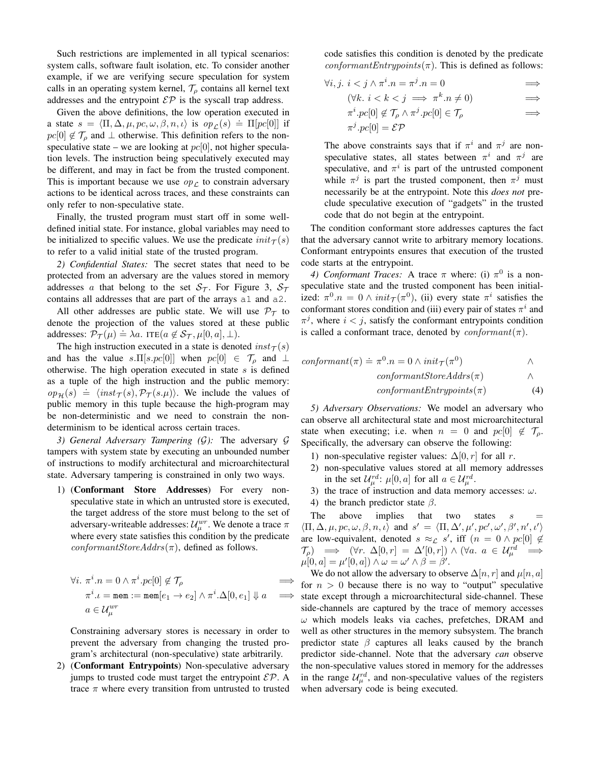Such restrictions are implemented in all typical scenarios: system calls, software fault isolation, etc. To consider another example, if we are verifying secure speculation for system calls in an operating system kernel, $\mathcal{T}_\rho$ contains all kernel text addresses and the entrypoint $\mathcal{EP}$ is the syscall trap address.

Given the above definitions, the low operation executed in a state $s = \langle \Pi, \Delta, \mu, pc, \omega, \beta, n, \iota \rangle$ is $op_{\mathcal{L}}(s) \doteq \Pi[pc[0]]$ if $pc[0] \notin \mathcal{T}_\rho$ and $\perp$ otherwise. This definition refers to the non-speculative state – we are looking at $pc[0]$, not higher speculation levels. The instruction being speculatively executed may be different, and may in fact be from the trusted component. This is important because we use $op_{\mathcal{L}}$ to constrain adversary actions to be identical across traces, and these constraints can only refer to non-speculative state.

Finally, the trusted program must start off in some well-defined initial state. For instance, global variables may need to be initialized to specific values. We use the predicate $init_{\mathcal{T}}(s)$ to refer to a valid initial state of the trusted program.

*2) Confidential States:* The secret states that need to be protected from an adversary are the values stored in memory addresses $a$ that belong to the set $\mathcal{S}_{\mathcal{T}}$. For Figure 3, $\mathcal{S}_{\mathcal{T}}$ contains all addresses that are part of the arrays `a1` and `a2`.

All other addresses are public state. We will use $\mathcal{P}_{\mathcal{T}}$ to denote the projection of the values stored at these public addresses: $\mathcal{P}_{\mathcal{T}}(\mu) \doteq \lambda a.\ \text{ITE}(a \notin \mathcal{S}_{\mathcal{T}}, \mu[0,a], \perp)$.

The high instruction executed in a state is denoted $inst_{\mathcal{T}}(s)$ and has the value $s.\Pi[s.pc[0]]$ when $pc[0] \in \mathcal{T}_\rho$ and $\perp$ otherwise. The high operation executed in state $s$ is defined as a tuple of the high instruction and the public memory: $op_{\mathcal{H}}(s) \doteq \langle inst_{\mathcal{T}}(s), \mathcal{P}_{\mathcal{T}}(s.\mu) \rangle$. We include the values of public memory in this tuple because the high-program may be non-deterministic and we need to constrain the non-determinism to be identical across certain traces.

*3) General Adversary Tampering ($\mathcal{G}$):* The adversary $\mathcal{G}$ tampers with system state by executing an unbounded number of instructions to modify architectural and microarchitectural state. Adversary tampering is constrained in only two ways.

1) (**Conformant Store Addresses**) For every non-speculative state in which an untrusted store is executed, the target address of the store must belong to the set of adversary-writeable addresses: $\mathcal{U}^{wr}_\mu$. We denote a trace $\pi$ where every state satisfies this condition by the predicate $conformantStoreAddrs(\pi)$, defined as follows.

$$\begin{aligned}
&\forall i.\ \pi^i.n = 0 \wedge \pi^i.pc[0] \notin \mathcal{T}_\rho \implies \\
&\quad \pi^i.\iota = \texttt{mem} := \texttt{mem}[e_1 \rightarrow e_2] \wedge \pi^i.\Delta[0, e_1] \Downarrow a \implies \\
&\quad a \in \mathcal{U}^{wr}_\mu
\end{aligned}$$

Constraining adversary stores is necessary in order to prevent the adversary from changing the trusted program's architectural (non-speculative) state arbitrarily.

2) (**Conformant Entrypoints**) Non-speculative adversary jumps to trusted code must target the entrypoint $\mathcal{EP}$. A trace $\pi$ where every transition from untrusted to trusted code satisfies this condition is denoted by the predicate $conformantEntrypoints(\pi)$. This is defined as follows:

$$\begin{aligned}
&\forall i, j.\ i < j \wedge \pi^i.n = \pi^j.n = 0 \implies \\
&\quad (\forall k.\ i < k < j \implies \pi^k.n \neq 0) \implies \\
&\quad \pi^i.pc[0] \notin \mathcal{T}_\rho \wedge \pi^j.pc[0] \in \mathcal{T}_\rho \implies \\
&\quad \pi^j.pc[0] = \mathcal{EP}
\end{aligned}$$

The above constraints says that if $\pi^i$ and $\pi^j$ are non-speculative states, all states between $\pi^i$ and $\pi^j$ are speculative, and $\pi^i$ is part of the untrusted component while $\pi^j$ is part the trusted component, then $\pi^j$ must necessarily be at the entrypoint. Note this *does not* preclude speculative execution of "gadgets" in the trusted code that do not begin at the entrypoint.

The condition conformant store addresses captures the fact that the adversary cannot write to arbitrary memory locations. Conformant entrypoints ensures that execution of the trusted code starts at the entrypoint.

*4) Conformant Traces:* A trace $\pi$ where: (i) $\pi^0$ is a non-speculative state and the trusted component has been initialized: $\pi^0.n = 0 \wedge init_{\mathcal{T}}(\pi^0)$, (ii) every state $\pi^i$ satisfies the conformant stores condition and (iii) every pair of states $\pi^i$ and $\pi^j$, where $i < j$, satisfy the conformant entrypoints condition is called a conformant trace, denoted by $conformant(\pi)$.

$$\begin{aligned}
conformant(\pi) \doteq\ & \pi^0.n = 0 \wedge init_{\mathcal{T}}(\pi^0) \quad \wedge \\
& conformantStoreAddrs(\pi) \quad \wedge \\
& conformantEntrypoints(\pi) \qquad (4)
\end{aligned}$$

*5) Adversary Observations:* We model an adversary who can observe all architectural state and most microarchitectural state when executing; i.e. when $n = 0$ and $pc[0] \notin \mathcal{T}_\rho$. Specifically, the adversary can observe the following:

1) non-speculative register values: $\Delta[0, r]$ for all $r$.
2) non-speculative values stored at all memory addresses in the set $\mathcal{U}^{rd}_\mu$: $\mu[0, a]$ for all $a \in \mathcal{U}^{rd}_\mu$.
3) the trace of instruction and data memory accesses: $\omega$.
4) the branch predictor state $\beta$.

The above implies that two states $s = \langle \Pi, \Delta, \mu, pc, \omega, \beta, n, \iota \rangle$ and $s' = \langle \Pi, \Delta', \mu', pc', \omega', \beta', n', \iota' \rangle$ are low-equivalent, denoted $s \approx_{\mathcal{L}} s'$, iff $(n = 0 \wedge pc[0] \notin \mathcal{T}_\rho) \implies (\forall r.\ \Delta[0, r] = \Delta'[0, r]) \wedge (\forall a.\ a \in \mathcal{U}^{rd}_\mu \implies \mu[0, a] = \mu'[0, a]) \wedge \omega = \omega' \wedge \beta = \beta'$.

We do not allow the adversary to observe $\Delta[n, r]$ and $\mu[n, a]$ for $n > 0$ because there is no way to "output" speculative state except through a microarchitectural side-channel. These side-channels are captured by the trace of memory accesses $\omega$ which models leaks via caches, prefetches, DRAM and well as other structures in the memory subsystem. The branch predictor state $\beta$ captures all leaks caused by the branch predictor side-channel. Note that the adversary *can* observe the non-speculative values stored in memory for the addresses in the range $\mathcal{U}^{rd}_\mu$, and non-speculative values of the registers when adversary code is being executed.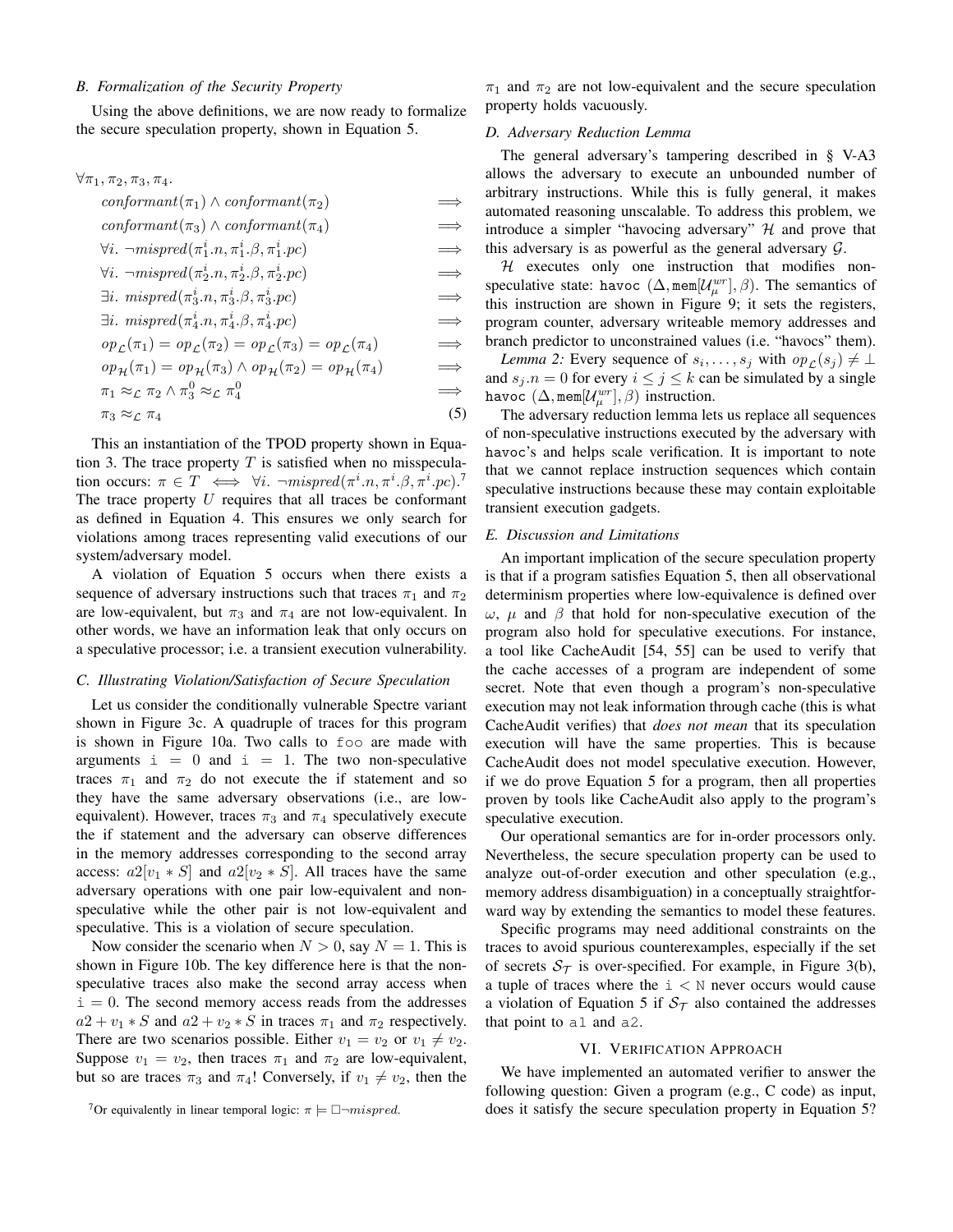### B. Formalization of the Security Property

Using the above definitions, we are now ready to formalize the secure speculation property, shown in Equation 5.

$$
\begin{aligned}
&\forall \pi_1, \pi_2, \pi_3, \pi_4. \\
&\quad conformant(\pi_1) \wedge conformant(\pi_2) && \implies \\
&\quad conformant(\pi_3) \wedge conformant(\pi_4) && \implies \\
&\quad \forall i.\ \neg mispred(\pi_1^i.n, \pi_1^i.\beta, \pi_1^i.pc) && \implies \\
&\quad \forall i.\ \neg mispred(\pi_2^i.n, \pi_2^i.\beta, \pi_2^i.pc) && \implies \\
&\quad \exists i.\ mispred(\pi_3^i.n, \pi_3^i.\beta, \pi_3^i.pc) && \implies \\
&\quad \exists i.\ mispred(\pi_4^i.n, \pi_4^i.\beta, \pi_4^i.pc) && \implies \\
&\quad op_{\mathcal{L}}(\pi_1) = op_{\mathcal{L}}(\pi_2) = op_{\mathcal{L}}(\pi_3) = op_{\mathcal{L}}(\pi_4) && \implies \\
&\quad op_{\mathcal{H}}(\pi_1) = op_{\mathcal{H}}(\pi_3) \wedge op_{\mathcal{H}}(\pi_2) = op_{\mathcal{H}}(\pi_4) && \implies \\
&\quad \pi_1 \approx_{\mathcal{L}} \pi_2 \wedge \pi_3^0 \approx_{\mathcal{L}} \pi_4^0 && \implies \\
&\quad \pi_3 \approx_{\mathcal{L}} \pi_4 && (5)
\end{aligned}
$$

This an instantiation of the TPOD property shown in Equation 3. The trace property $T$ is satisfied when no missspeculation occurs: $\pi \in T \iff \forall i.\ \neg mispred(\pi^i.n, \pi^i.\beta, \pi^i.pc)$.[7] The trace property $U$ requires that all traces be conformant as defined in Equation 4. This ensures we only search for violations among traces representing valid executions of our system/adversary model.

A violation of Equation 5 occurs when there exists a sequence of adversary instructions such that traces $\pi_1$ and $\pi_2$ are low-equivalent, but $\pi_3$ and $\pi_4$ are not low-equivalent. In other words, we have an information leak that only occurs on a speculative processor; i.e. a transient execution vulnerability.

### C. Illustrating Violation/Satisfaction of Secure Speculation

Let us consider the conditionally vulnerable Spectre variant shown in Figure 3c. A quadruple of traces for this program is shown in Figure 10a. Two calls to `foo` are made with arguments `i = 0` and `i = 1`. The two non-speculative traces $\pi_1$ and $\pi_2$ do not execute the if statement and so they have the same adversary observations (i.e., are low-equivalent). However, traces $\pi_3$ and $\pi_4$ speculatively execute the if statement and the adversary can observe differences in the memory addresses corresponding to the second array access: $a2[v_1 * S]$ and $a2[v_2 * S]$. All traces have the same adversary operations with one pair low-equivalent and non-speculative while the other pair is not low-equivalent and speculative. This is a violation of secure speculation.

Now consider the scenario when $N > 0$, say $N = 1$. This is shown in Figure 10b. The key difference here is that the non-speculative traces also make the second array access when `i = 0`. The second memory access reads from the addresses $a2 + v_1 * S$ and $a2 + v_2 * S$ in traces $\pi_1$ and $\pi_2$ respectively. There are two scenarios possible. Either $v_1 = v_2$ or $v_1 \neq v_2$. Suppose $v_1 = v_2$, then traces $\pi_1$ and $\pi_2$ are low-equivalent, but so are traces $\pi_3$ and $\pi_4$! Conversely, if $v_1 \neq v_2$, then the $\pi_1$ and $\pi_2$ are not low-equivalent and the secure speculation property holds vacuously.

[7] Or equivalently in linear temporal logic: $\pi \models \Box \neg mispred$.

### D. Adversary Reduction Lemma

The general adversary's tampering described in § V-A3 allows the adversary to execute an unbounded number of arbitrary instructions. While this is fully general, it makes automated reasoning unscalable. To address this problem, we introduce a simpler "havocing adversary" $\mathcal{H}$ and prove that this adversary is as powerful as the general adversary $\mathcal{G}$.

$\mathcal{H}$ executes only one instruction that modifies non-speculative state: $\texttt{havoc}\ (\Delta, \texttt{mem}[\mathcal{U}_\mu^{wr}], \beta)$. The semantics of this instruction are shown in Figure 9; it sets the registers, program counter, adversary writeable memory addresses and branch predictor to unconstrained values (i.e. "havocs" them).

*Lemma 2:* Every sequence of $s_i, \ldots, s_j$ with $op_{\mathcal{L}}(s_j) \neq \perp$ and $s_j.n = 0$ for every $i \leq j \leq k$ can be simulated by a single $\texttt{havoc}\ (\Delta, \texttt{mem}[\mathcal{U}_\mu^{wr}], \beta)$ instruction.

The adversary reduction lemma lets us replace all sequences of non-speculative instructions executed by the adversary with `havoc`'s and helps scale verification. It is important to note that we cannot replace instruction sequences which contain speculative instructions because these may contain exploitable transient execution gadgets.

### E. Discussion and Limitations

An important implication of the secure speculation property is that if a program satisfies Equation 5, then all observational determinism properties where low-equivalence is defined over $\omega$, $\mu$ and $\beta$ that hold for non-speculative execution of the program also hold for speculative executions. For instance, a tool like CacheAudit [54, 55] can be used to verify that the cache accesses of a program are independent of some secret. Note that even though a program's non-speculative execution may not leak information through cache (this is what CacheAudit verifies) that *does not mean* that its speculation execution will have the same properties. This is because CacheAudit does not model speculative execution. However, if we do prove Equation 5 for a program, then all properties proven by tools like CacheAudit also apply to the program's speculative execution.

Our operational semantics are for in-order processors only. Nevertheless, the secure speculation property can be used to analyze out-of-order execution and other speculation (e.g., memory address disambiguation) in a conceptually straightforward way by extending the semantics to model these features.

Specific programs may need additional constraints on the traces to avoid spurious counterexamples, especially if the set of secrets $\mathcal{S}_{\mathcal{T}}$ is over-specified. For example, in Figure 3(b), a tuple of traces where the `i < N` never occurs would cause a violation of Equation 5 if $\mathcal{S}_{\mathcal{T}}$ also contained the addresses that point to `a1` and `a2`.

## VI. Verification Approach

We have implemented an automated verifier to answer the following question: Given a program (e.g., C code) as input, does it satisfy the secure speculation property in Equation 5?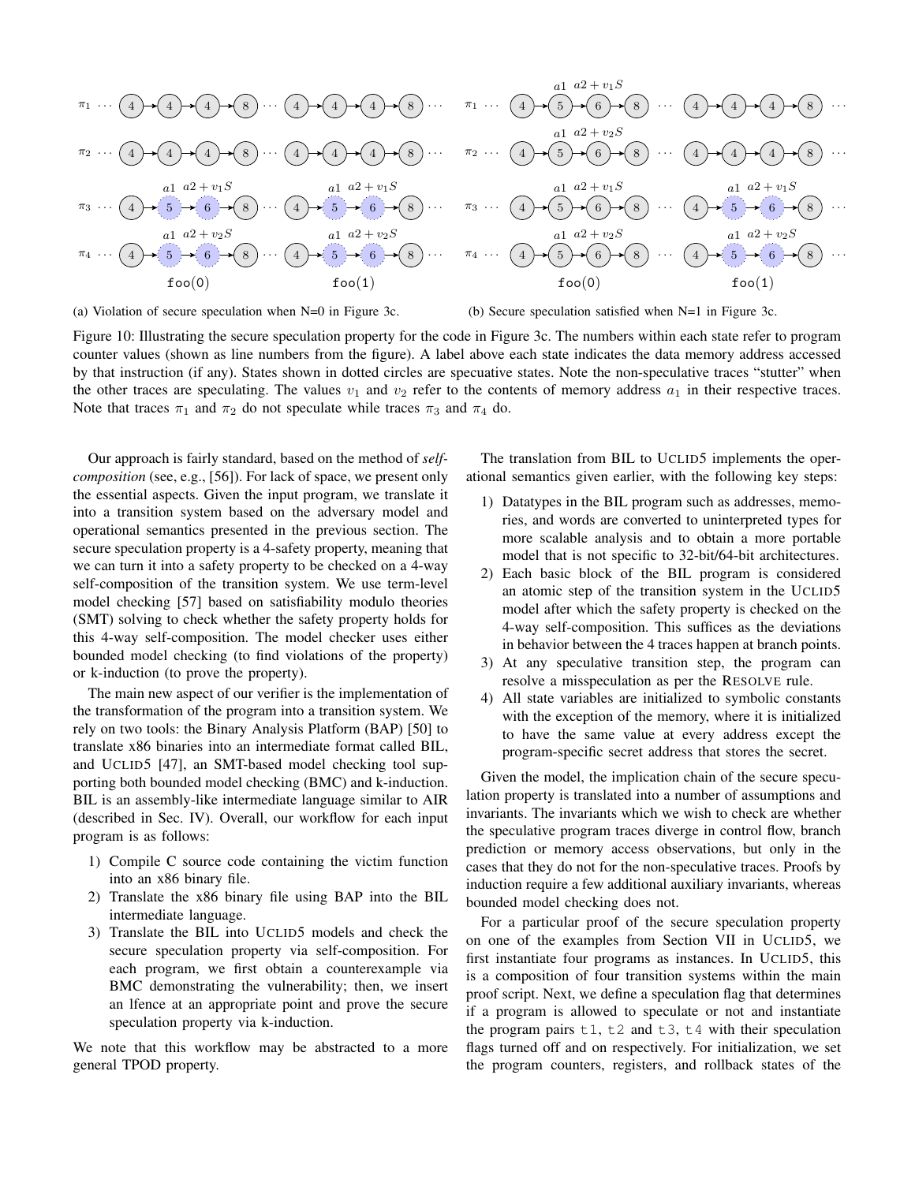Figure 10: Illustrating the secure speculation property for the code in Figure 3c. The numbers within each state refer to program counter values (shown as line numbers from the figure). A label above each state indicates the data memory address accessed by that instruction (if any). States shown in dotted circles are specuative states. Note the non-speculative traces "stutter" when the other traces are speculating. The values $v_1$ and $v_2$ refer to the contents of memory address $a_1$ in their respective traces. Note that traces $\pi_1$ and $\pi_2$ do not speculate while traces $\pi_3$ and $\pi_4$ do.

(a) Violation of secure speculation when N=0 in Figure 3c.

(b) Secure speculation satisfied when N=1 in Figure 3c.

Our approach is fairly standard, based on the method of *self-composition* (see, e.g., [56]). For lack of space, we present only the essential aspects. Given the input program, we translate it into a transition system based on the adversary model and operational semantics presented in the previous section. The secure speculation property is a 4-safety property, meaning that we can turn it into a safety property to be checked on a 4-way self-composition of the transition system. We use term-level model checking [57] based on satisfiability modulo theories (SMT) solving to check whether the safety property holds for this 4-way self-composition. The model checker uses either bounded model checking (to find violations of the property) or k-induction (to prove the property).

The main new aspect of our verifier is the implementation of the transformation of the program into a transition system. We rely on two tools: the Binary Analysis Platform (BAP) [50] to translate x86 binaries into an intermediate format called BIL, and UCLID5 [47], an SMT-based model checking tool supporting both bounded model checking (BMC) and k-induction. BIL is an assembly-like intermediate language similar to AIR (described in Sec. IV). Overall, our workflow for each input program is as follows:

1) Compile C source code containing the victim function into an x86 binary file.
2) Translate the x86 binary file using BAP into the BIL intermediate language.
3) Translate the BIL into UCLID5 models and check the secure speculation property via self-composition. For each program, we first obtain a counterexample via BMC demonstrating the vulnerability; then, we insert an lfence at an appropriate point and prove the secure speculation property via k-induction.

We note that this workflow may be abstracted to a more general TPOD property.

The translation from BIL to UCLID5 implements the operational semantics given earlier, with the following key steps:

1) Datatypes in the BIL program such as addresses, memories, and words are converted to uninterpreted types for more scalable analysis and to obtain a more portable model that is not specific to 32-bit/64-bit architectures.
2) Each basic block of the BIL program is considered an atomic step of the transition system in the UCLID5 model after which the safety property is checked on the 4-way self-composition. This suffices as the deviations in behavior between the 4 traces happen at branch points.
3) At any speculative transition step, the program can resolve a misspeculation as per the RESOLVE rule.
4) All state variables are initialized to symbolic constants with the exception of the memory, where it is initialized to have the same value at every address except the program-specific secret address that stores the secret.

Given the model, the implication chain of the secure speculation property is translated into a number of assumptions and invariants. The invariants which we wish to check are whether the speculative program traces diverge in control flow, branch prediction or memory access observations, but only in the cases that they do not for the non-speculative traces. Proofs by induction require a few additional auxiliary invariants, whereas bounded model checking does not.

For a particular proof of the secure speculation property on one of the examples from Section VII in UCLID5, we first instantiate four programs as instances. In UCLID5, this is a composition of four transition systems within the main proof script. Next, we define a speculation flag that determines if a program is allowed to speculate or not and instantiate the program pairs t1, t2 and t3, t4 with their speculation flags turned off and on respectively. For initialization, we set the program counters, registers, and rollback states of the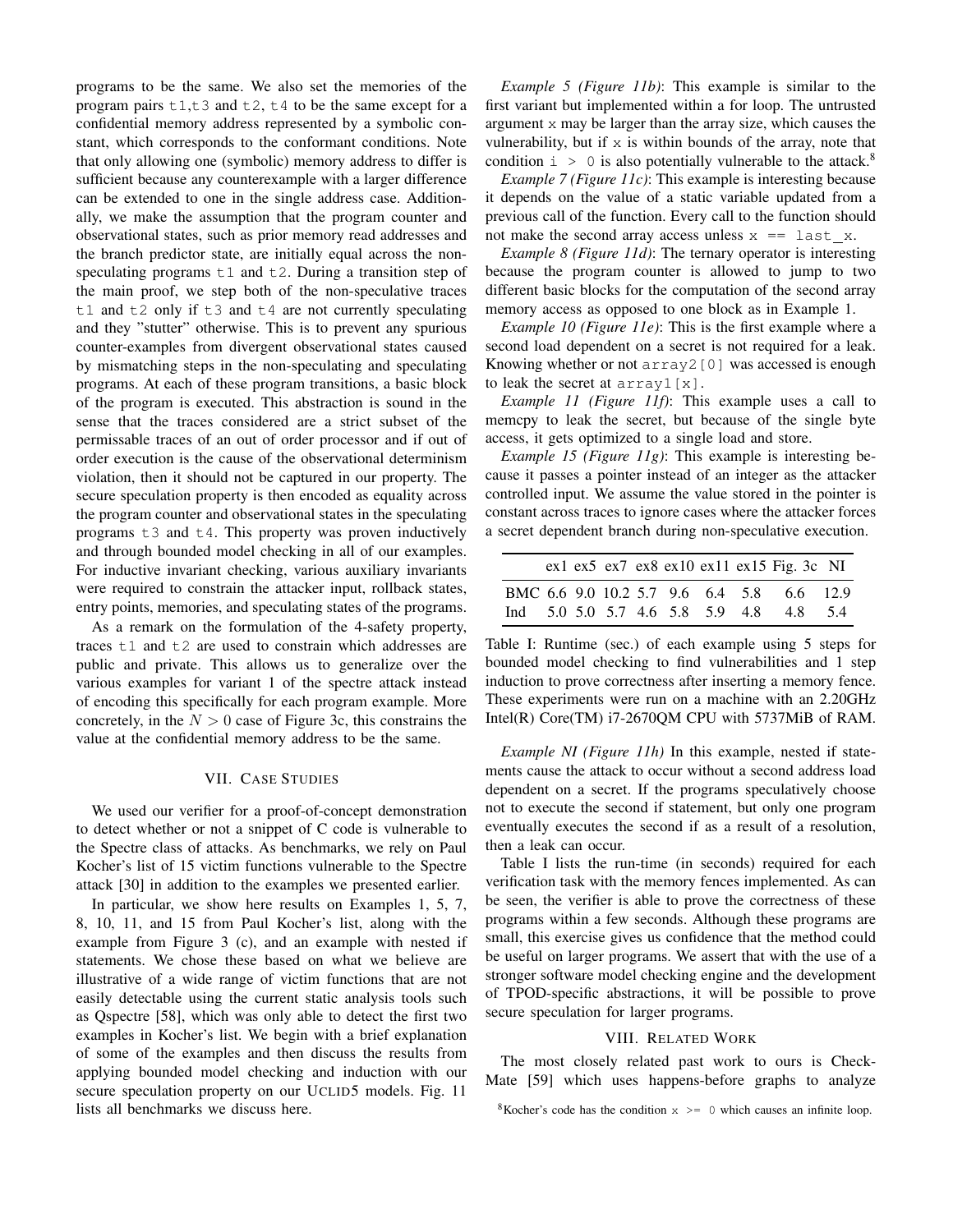programs to be the same. We also set the memories of the program pairs `t1`,`t3` and `t2`, `t4` to be the same except for a confidential memory address represented by a symbolic constant, which corresponds to the conformant conditions. Note that only allowing one (symbolic) memory address to differ is sufficient because any counterexample with a larger difference can be extended to one in the single address case. Additionally, we make the assumption that the program counter and observational states, such as prior memory read addresses and the branch predictor state, are initially equal across the non-speculating programs `t1` and `t2`. During a transition step of the main proof, we step both of the non-speculative traces `t1` and `t2` only if `t3` and `t4` are not currently speculating and they "stutter" otherwise. This is to prevent any spurious counter-examples from divergent observational states caused by mismatching steps in the non-speculating and speculating programs. At each of these program transitions, a basic block of the program is executed. This abstraction is sound in the sense that the traces considered are a strict subset of the permissable traces of an out of order processor and if out of order execution is the cause of the observational determinism violation, then it should not be captured in our property. The secure speculation property is then encoded as equality across the program counter and observational states in the speculating programs `t3` and `t4`. This property was proven inductively and through bounded model checking in all of our examples. For inductive invariant checking, various auxiliary invariants were required to constrain the attacker input, rollback states, entry points, memories, and speculating states of the programs.

As a remark on the formulation of the 4-safety property, traces `t1` and `t2` are used to constrain which addresses are public and private. This allows us to generalize over the various examples for variant 1 of the spectre attack instead of encoding this specifically for each program example. More concretely, in the $N > 0$ case of Figure 3c, this constrains the value at the confidential memory address to be the same.

## VII. Case Studies

We used our verifier for a proof-of-concept demonstration to detect whether or not a snippet of C code is vulnerable to the Spectre class of attacks. As benchmarks, we rely on Paul Kocher's list of 15 victim functions vulnerable to the Spectre attack [30] in addition to the examples we presented earlier.

In particular, we show here results on Examples 1, 5, 7, 8, 10, 11, and 15 from Paul Kocher's list, along with the example from Figure 3 (c), and an example with nested if statements. We chose these based on what we believe are illustrative of a wide range of victim functions that are not easily detectable using the current static analysis tools such as Qspectre [58], which was only able to detect the first two examples in Kocher's list. We begin with a brief explanation of some of the examples and then discuss the results from applying bounded model checking and induction with our secure speculation property on our UCLID5 models. Fig. 11 lists all benchmarks we discuss here.

*Example 5 (Figure 11b)*: This example is similar to the first variant but implemented within a for loop. The untrusted argument `x` may be larger than the array size, which causes the vulnerability, but if `x` is within bounds of the array, note that condition `i > 0` is also potentially vulnerable to the attack.[8]

*Example 7 (Figure 11c)*: This example is interesting because it depends on the value of a static variable updated from a previous call of the function. Every call to the function should not make the second array access unless `x == last_x`.

*Example 8 (Figure 11d)*: The ternary operator is interesting because the program counter is allowed to jump to two different basic blocks for the computation of the second array memory access as opposed to one block as in Example 1.

*Example 10 (Figure 11e)*: This is the first example where a second load dependent on a secret is not required for a leak. Knowing whether or not `array2[0]` was accessed is enough to leak the secret at `array1[x]`.

*Example 11 (Figure 11f)*: This example uses a call to memcpy to leak the secret, but because of the single byte access, it gets optimized to a single load and store.

*Example 15 (Figure 11g)*: This example is interesting because it passes a pointer instead of an integer as the attacker controlled input. We assume the value stored in the pointer is constant across traces to ignore cases where the attacker forces a secret dependent branch during non-speculative execution.

| | ex1 | ex5 | ex7 | ex8 | ex10 | ex11 | ex15 | Fig. 3c | NI |
|---|---|---|---|---|---|---|---|---|---|
| BMC | 6.6 | 9.0 | 10.2 | 5.7 | 9.6 | 6.4 | 5.8 | 6.6 | 12.9 |
| Ind | 5.0 | 5.0 | 5.7 | 4.6 | 5.8 | 5.9 | 4.8 | 4.8 | 5.4 |

Table I: Runtime (sec.) of each example using 5 steps for bounded model checking to find vulnerabilities and 1 step induction to prove correctness after inserting a memory fence. These experiments were run on a machine with an 2.20GHz Intel(R) Core(TM) i7-2670QM CPU with 5737MiB of RAM.

*Example NI (Figure 11h)* In this example, nested if statements cause the attack to occur without a second address load dependent on a secret. If the programs speculatively choose not to execute the second if statement, but only one program eventually executes the second if as a result of a resolution, then a leak can occur.

Table I lists the run-time (in seconds) required for each verification task with the memory fences implemented. As can be seen, the verifier is able to prove the correctness of these programs within a few seconds. Although these programs are small, this exercise gives us confidence that the method could be useful on larger programs. We assert that with the use of a stronger software model checking engine and the development of TPOD-specific abstractions, it will be possible to prove secure speculation for larger programs.

## VIII. Related Work

The most closely related past work to ours is Check-Mate [59] which uses happens-before graphs to analyze

[8] Kocher's code has the condition `x >= 0` which causes an infinite loop.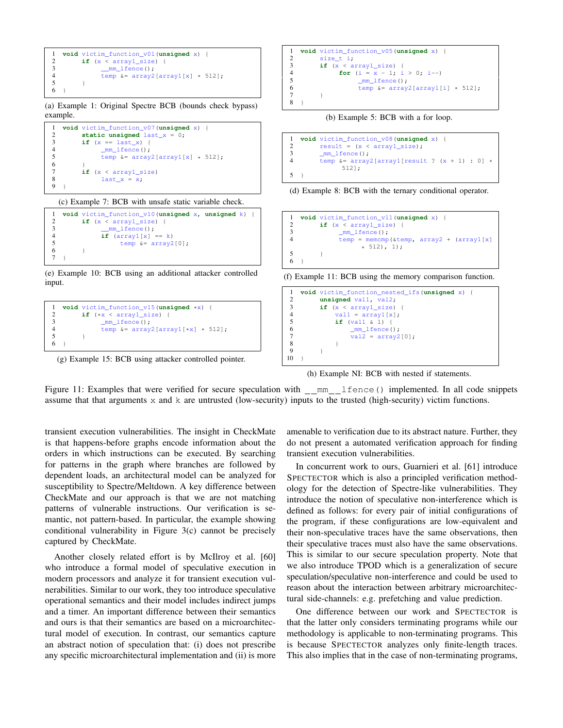```
1  void victim_function_v01(unsigned x) {
2      if (x < array1_size) {
3          __mm_lfence();
4          temp &= array2[array1[x] * 512];
5      }
6  }
```

(a) Example 1: Original Spectre BCB (bounds check bypass) example.

```
1  void victim_function_v05(unsigned x) {
2      size_t i;
3      if (x < array1_size) {
4          for (i = x - 1; i > 0; i--)
5              _mm_lfence();
6              temp &= array2[array1[i] * 512];
7      }
8  }
```

(b) Example 5: BCB with a for loop.

```
1  void victim_function_v07(unsigned x) {
2      static unsigned last_x = 0;
3      if (x == last_x) {
4          _mm_lfence();
5          temp &= array2[array1[x] * 512];
6      }
7      if (x < array1_size)
8          last_x = x;
9  }
```

(c) Example 7: BCB with unsafe static variable check.

```
1  void victim_function_v08(unsigned x) {
2      result = (x < array1_size);
3      _mm_lfence();
4      temp &= array2[array1[result ? (x + 1) : 0] *
          512];
5  }
```

(d) Example 8: BCB with the ternary conditional operator.

```
1  void victim_function_v10(unsigned x, unsigned k) {
2      if (x < array1_size) {
3          __mm_lfence();
4          if (array1[x] == k)
5              temp &= array2[0];
6      }
7  }
```

(e) Example 10: BCB using an additional attacker controlled input.

```
1  void victim_function_v11(unsigned x) {
2      if (x < array1_size) {
3          _mm_lfence();
4          temp = memcmp(&temp, array2 + (array1[x]
                * 512), 1);
5      }
6  }
```

(f) Example 11: BCB using the memory comparison function.

```
1  void victim_function_v15(unsigned *x) {
2      if (*x < array1_size) {
3          _mm_lfence();
4          temp &= array2[array1[*x] * 512];
5      }
6  }
```

(g) Example 15: BCB using attacker controlled pointer.

```
1  void victim_function_nested_ifs(unsigned x) {
2      unsigned val1, val2;
3      if (x < array1_size) {
4          val1 = array1[x];
5          if (val1 & 1) {
6              _mm_lfence();
7              val2 = array2[0];
8          }
9      }
10 }
```

(h) Example NI: BCB with nested if statements.

Figure 11: Examples that were verified for secure speculation with `__mm__lfence()` implemented. In all code snippets assume that that arguments x and k are untrusted (low-security) inputs to the trusted (high-security) victim functions.

transient execution vulnerabilities. The insight in CheckMate is that happens-before graphs encode information about the orders in which instructions can be executed. By searching for patterns in the graph where branches are followed by dependent loads, an architectural model can be analyzed for susceptibility to Spectre/Meltdown. A key difference between CheckMate and our approach is that we are not matching patterns of vulnerable instructions. Our verification is semantic, not pattern-based. In particular, the example showing conditional vulnerability in Figure 3(c) cannot be precisely captured by CheckMate.

Another closely related effort is by McIlroy et al. [60] who introduce a formal model of speculative execution in modern processors and analyze it for transient execution vulnerabilities. Similar to our work, they too introduce speculative operational semantics and their model includes indirect jumps and a timer. An important difference between their semantics and ours is that their semantics are based on a microarchitectural model of execution. In contrast, our semantics capture an abstract notion of speculation that: (i) does not prescribe any specific microarchitectural implementation and (ii) is more amenable to verification due to its abstract nature. Further, they do not present a automated verification approach for finding transient execution vulnerabilities.

In concurrent work to ours, Guarnieri et al. [61] introduce SPECTECTOR which is also a principled verification methodology for the detection of Spectre-like vulnerabilities. They introduce the notion of speculative non-interference which is defined as follows: for every pair of initial configurations of the program, if these configurations are low-equivalent and their non-speculative traces have the same observations, then their speculative traces must also have the same observations. This is similar to our secure speculation property. Note that we also introduce TPOD which is a generalization of secure speculation/speculative non-interference and could be used to reason about the interaction between arbitrary microarchitectural side-channels: e.g. prefetching and value prediction.

One difference between our work and SPECTECTOR is that the latter only considers terminating programs while our methodology is applicable to non-terminating programs. This is because SPECTECTOR analyzes only finite-length traces. This also implies that in the case of non-terminating programs,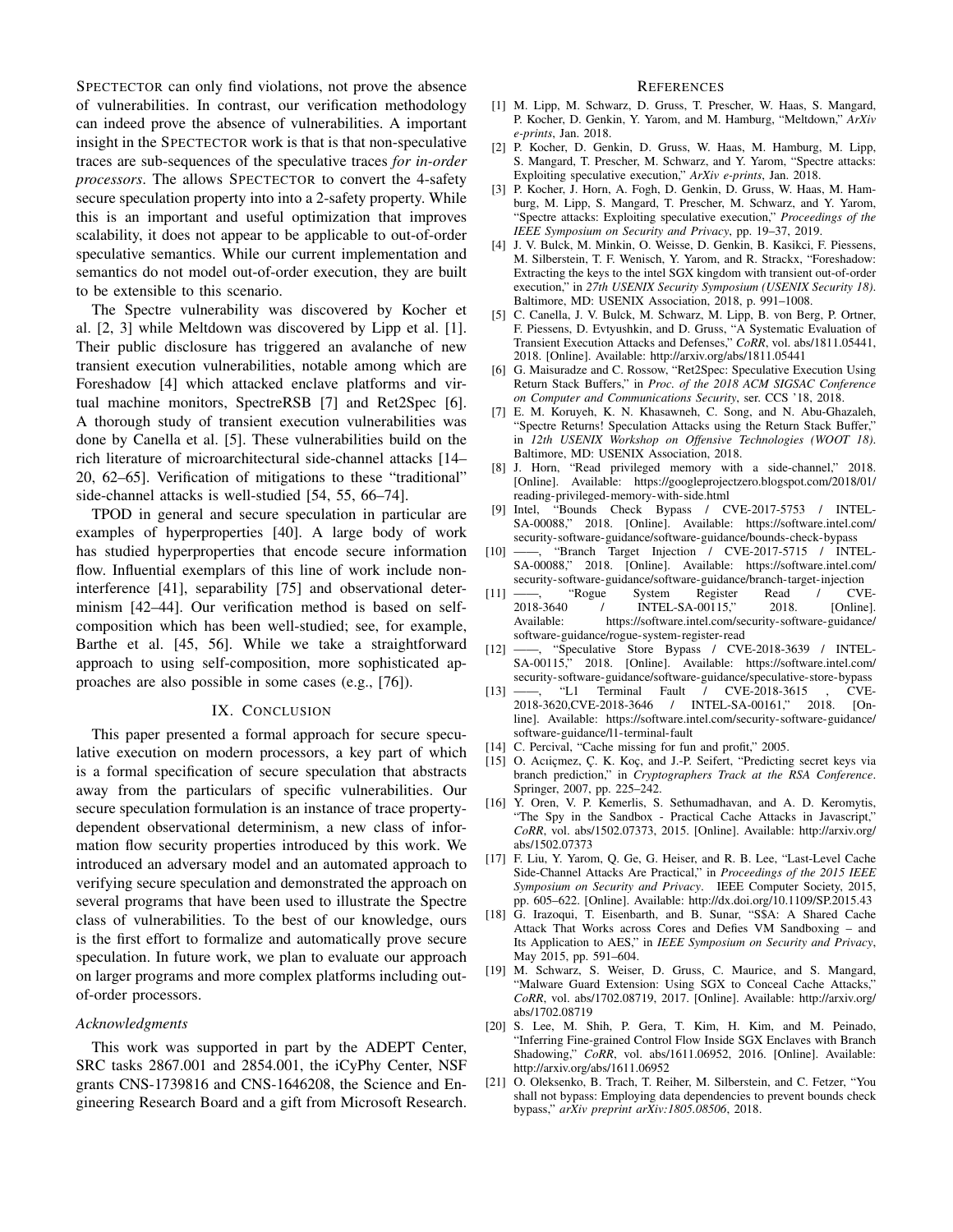SPECTECTOR can only find violations, not prove the absence of vulnerabilities. In contrast, our verification methodology can indeed prove the absence of vulnerabilities. A important insight in the SPECTECTOR work is that is that non-speculative traces are sub-sequences of the speculative traces *for in-order processors*. The allows SPECTECTOR to convert the 4-safety secure speculation property into into a 2-safety property. While this is an important and useful optimization that improves scalability, it does not appear to be applicable to out-of-order speculative semantics. While our current implementation and semantics do not model out-of-order execution, they are built to be extensible to this scenario.

The Spectre vulnerability was discovered by Kocher et al. [2, 3] while Meltdown was discovered by Lipp et al. [1]. Their public disclosure has triggered an avalanche of new transient execution vulnerabilities, notable among which are Foreshadow [4] which attacked enclave platforms and virtual machine monitors, SpectreRSB [7] and Ret2Spec [6]. A thorough study of transient execution vulnerabilities was done by Canella et al. [5]. These vulnerabilities build on the rich literature of microarchitectural side-channel attacks [14–20, 62–65]. Verification of mitigations to these "traditional" side-channel attacks is well-studied [54, 55, 66–74].

TPOD in general and secure speculation in particular are examples of hyperproperties [40]. A large body of work has studied hyperproperties that encode secure information flow. Influential exemplars of this line of work include noninterference [41], separability [75] and observational determinism [42–44]. Our verification method is based on self-composition which has been well-studied; see, for example, Barthe et al. [45, 56]. While we take a straightforward approach to using self-composition, more sophisticated approaches are also possible in some cases (e.g., [76]).

## IX. CONCLUSION

This paper presented a formal approach for secure speculative execution on modern processors, a key part of which is a formal specification of secure speculation that abstracts away from the particulars of specific vulnerabilities. Our secure speculation formulation is an instance of trace property-dependent observational determinism, a new class of information flow security properties introduced by this work. We introduced an adversary model and an automated approach to verifying secure speculation and demonstrated the approach on several programs that have been used to illustrate the Spectre class of vulnerabilities. To the best of our knowledge, ours is the first effort to formalize and automatically prove secure speculation. In future work, we plan to evaluate our approach on larger programs and more complex platforms including out-of-order processors.

### *Acknowledgments*

This work was supported in part by the ADEPT Center, SRC tasks 2867.001 and 2854.001, the iCyPhy Center, NSF grants CNS-1739816 and CNS-1646208, the Science and Engineering Research Board and a gift from Microsoft Research.

## REFERENCES

[1] M. Lipp, M. Schwarz, D. Gruss, T. Prescher, W. Haas, S. Mangard, P. Kocher, D. Genkin, Y. Yarom, and M. Hamburg, "Meltdown," *ArXiv e-prints*, Jan. 2018.

[2] P. Kocher, D. Genkin, D. Gruss, W. Haas, M. Hamburg, M. Lipp, S. Mangard, T. Prescher, M. Schwarz, and Y. Yarom, "Spectre attacks: Exploiting speculative execution," *ArXiv e-prints*, Jan. 2018.

[3] P. Kocher, J. Horn, A. Fogh, D. Genkin, D. Gruss, W. Haas, M. Hamburg, M. Lipp, S. Mangard, T. Prescher, M. Schwarz, and Y. Yarom, "Spectre attacks: Exploiting speculative execution," *Proceedings of the IEEE Symposium on Security and Privacy*, pp. 19–37, 2019.

[4] J. V. Bulck, M. Minkin, O. Weisse, D. Genkin, B. Kasikci, F. Piessens, M. Silberstein, T. F. Wenisch, Y. Yarom, and R. Strackx, "Foreshadow: Extracting the keys to the intel SGX kingdom with transient out-of-order execution," in *27th USENIX Security Symposium (USENIX Security 18)*. Baltimore, MD: USENIX Association, 2018, p. 991–1008.

[5] C. Canella, J. V. Bulck, M. Schwarz, M. Lipp, B. von Berg, P. Ortner, F. Piessens, D. Evtyushkin, and D. Gruss, "A Systematic Evaluation of Transient Execution Attacks and Defenses," *CoRR*, vol. abs/1811.05441, 2018. [Online]. Available: http://arxiv.org/abs/1811.05441

[6] G. Maisuradze and C. Rossow, "Ret2Spec: Speculative Execution Using Return Stack Buffers," in *Proc. of the 2018 ACM SIGSAC Conference on Computer and Communications Security*, ser. CCS '18, 2018.

[7] E. M. Koruyeh, K. N. Khasawneh, C. Song, and N. Abu-Ghazaleh, "Spectre Returns! Speculation Attacks using the Return Stack Buffer," in *12th USENIX Workshop on Offensive Technologies (WOOT 18)*. Baltimore, MD: USENIX Association, 2018.

[8] J. Horn, "Read privileged memory with a side-channel," 2018. [Online]. Available: https://googleprojectzero.blogspot.com/2018/01/reading-privileged-memory-with-side.html

[9] Intel, "Bounds Check Bypass / CVE-2017-5753 / INTEL-SA-00088," 2018. [Online]. Available: https://software.intel.com/security-software-guidance/software-guidance/bounds-check-bypass

[10] ——, "Branch Target Injection / CVE-2017-5715 / INTEL-SA-00088," 2018. [Online]. Available: https://software.intel.com/security-software-guidance/software-guidance/branch-target-injection

[11] ——, "Rogue System Register Read / CVE-2018-3640 / INTEL-SA-00115," 2018. [Online]. Available: https://software.intel.com/security-software-guidance/software-guidance/rogue-system-register-read

[12] ——, "Speculative Store Bypass / CVE-2018-3639 / INTEL-SA-00115," 2018. [Online]. Available: https://software.intel.com/security-software-guidance/software-guidance/speculative-store-bypass

[13] ——, "L1 Terminal Fault / CVE-2018-3615 , CVE-2018-3620,CVE-2018-3646 / INTEL-SA-00161," 2018. [Online]. Available: https://software.intel.com/security-software-guidance/software-guidance/l1-terminal-fault

[14] C. Percival, "Cache missing for fun and profit," 2005.

[15] O. Acıiçmez, Ç. K. Koç, and J.-P. Seifert, "Predicting secret keys via branch prediction," in *Cryptographers Track at the RSA Conference*. Springer, 2007, pp. 225–242.

[16] Y. Oren, V. P. Kemerlis, S. Sethumadhavan, and A. D. Keromytis, "The Spy in the Sandbox - Practical Cache Attacks in Javascript," *CoRR*, vol. abs/1502.07373, 2015. [Online]. Available: http://arxiv.org/abs/1502.07373

[17] F. Liu, Y. Yarom, Q. Ge, G. Heiser, and R. B. Lee, "Last-Level Cache Side-Channel Attacks Are Practical," in *Proceedings of the 2015 IEEE Symposium on Security and Privacy*. IEEE Computer Society, 2015, pp. 605–622. [Online]. Available: http://dx.doi.org/10.1109/SP.2015.43

[18] G. Irazoqui, T. Eisenbarth, and B. Sunar, "S$A: A Shared Cache Attack That Works across Cores and Defies VM Sandboxing – and Its Application to AES," in *IEEE Symposium on Security and Privacy*, May 2015, pp. 591–604.

[19] M. Schwarz, S. Weiser, D. Gruss, C. Maurice, and S. Mangard, "Malware Guard Extension: Using SGX to Conceal Cache Attacks," *CoRR*, vol. abs/1702.08719, 2017. [Online]. Available: http://arxiv.org/abs/1702.08719

[20] S. Lee, M. Shih, P. Gera, T. Kim, H. Kim, and M. Peinado, "Inferring Fine-grained Control Flow Inside SGX Enclaves with Branch Shadowing," *CoRR*, vol. abs/1611.06952, 2016. [Online]. Available: http://arxiv.org/abs/1611.06952

[21] O. Oleksenko, B. Trach, T. Reiher, M. Silberstein, and C. Fetzer, "You shall not bypass: Employing data dependencies to prevent bounds check bypass," *arXiv preprint arXiv:1805.08506*, 2018.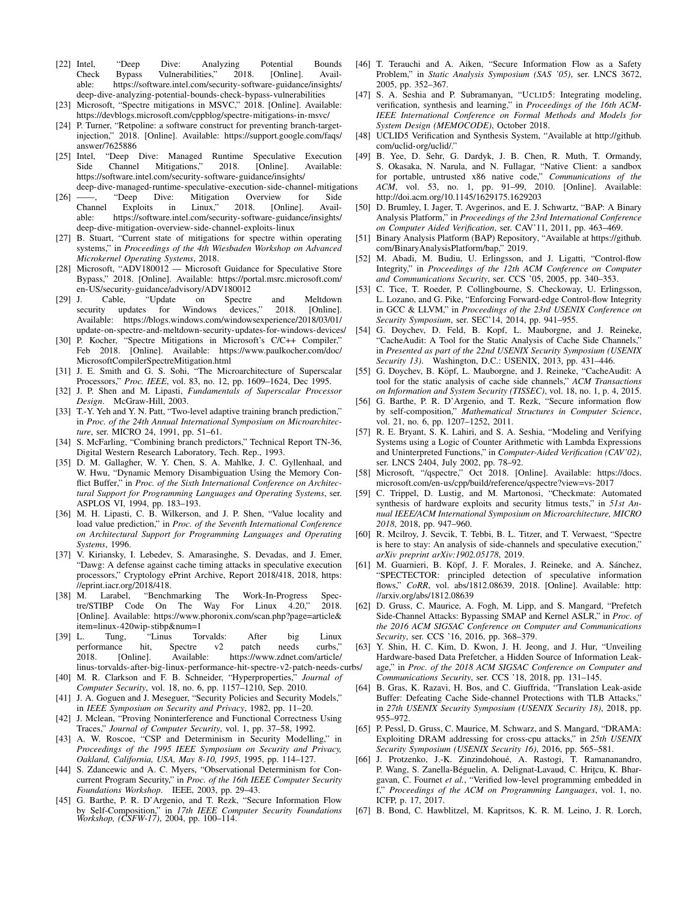[22] Intel, "Deep Dive: Analyzing Potential Bounds Check Bypass Vulnerabilities," 2018. [Online]. Available: https://software.intel.com/security-software-guidance/insights/deep-dive-analyzing-potential-bounds-check-bypass-vulnerabilities

[23] Microsoft, "Spectre mitigations in MSVC," 2018. [Online]. Available: https://devblogs.microsoft.com/cppblog/spectre-mitigations-in-msvc/

[24] P. Turner, "Retpoline: a software construct for preventing branch-target-injection," 2018. [Online]. Available: https://support.google.com/faqs/answer/7625886

[25] Intel, "Deep Dive: Managed Runtime Speculative Execution Side Channel Mitigations," 2018. [Online]. Available: https://software.intel.com/security-software-guidance/insights/deep-dive-managed-runtime-speculative-execution-side-channel-mitigations

[26] ——, "Deep Dive: Mitigation Overview for Side Channel Exploits in Linux," 2018. [Online]. Available: https://software.intel.com/security-software-guidance/insights/deep-dive-mitigation-overview-side-channel-exploits-linux

[27] B. Stuart, "Current state of mitigations for spectre within operating systems," in *Proceedings of the 4th Wiesbaden Workshop on Advanced Microkernel Operating Systems*, 2018.

[28] Microsoft, "ADV180012 — Microsoft Guidance for Speculative Store Bypass," 2018. [Online]. Available: https://portal.msrc.microsoft.com/en-US/security-guidance/advisory/ADV180012

[29] J. Cable, "Update on Spectre and Meltdown security updates for Windows devices," 2018. [Online]. Available: https://blogs.windows.com/windowsexperience/2018/03/01/update-on-spectre-and-meltdown-security-updates-for-windows-devices/

[30] P. Kocher, "Spectre Mitigations in Microsoft's C/C++ Compiler," Feb 2018. [Online]. Available: https://www.paulkocher.com/doc/MicrosoftCompilerSpectreMitigation.html

[31] J. E. Smith and G. S. Sohi, "The Microarchitecture of Superscalar Processors," *Proc. IEEE*, vol. 83, no. 12, pp. 1609–1624, Dec 1995.

[32] J. P. Shen and M. Lipasti, *Fundamentals of Superscalar Processor Design*. McGraw-Hill, 2003.

[33] T.-Y. Yeh and Y. N. Patt, "Two-level adaptive training branch prediction," in *Proc. of the 24th Annual International Symposium on Microarchitecture*, ser. MICRO 24, 1991, pp. 51–61.

[34] S. McFarling, "Combining branch predictors," Technical Report TN-36, Digital Western Research Laboratory, Tech. Rep., 1993.

[35] D. M. Gallagher, W. Y. Chen, S. A. Mahlke, J. C. Gyllenhaal, and W. Hwu, "Dynamic Memory Disambiguation Using the Memory Conflict Buffer," in *Proc. of the Sixth International Conference on Architectural Support for Programming Languages and Operating Systems*, ser. ASPLOS VI, 1994, pp. 183–193.

[36] M. H. Lipasti, C. B. Wilkerson, and J. P. Shen, "Value locality and load value prediction," in *Proc. of the Seventh International Conference on Architectural Support for Programming Languages and Operating Systems*, 1996.

[37] V. Kiriansky, I. Lebedev, S. Amarasinghe, S. Devadas, and J. Emer, "Dawg: A defense against cache timing attacks in speculative execution processors," Cryptology ePrint Archive, Report 2018/418, 2018, https://eprint.iacr.org/2018/418.

[38] M. Larabel, "Benchmarking The Work-In-Progress Spectre/STIBP Code On The Way For Linux 4.20," 2018. [Online]. Available: https://www.phoronix.com/scan.php?page=article&item=linux-420wip-stibp&num=1

[39] L. Tung, "Linus Torvalds: After big Linux performance hit, Spectre v2 patch needs curbs," 2018. [Online]. Available: https://www.zdnet.com/article/linus-torvalds-after-big-linux-performance-hit-spectre-v2-patch-needs-curbs/

[40] M. R. Clarkson and F. B. Schneider, "Hyperproperties," *Journal of Computer Security*, vol. 18, no. 6, pp. 1157–1210, Sep. 2010.

[41] J. A. Goguen and J. Meseguer, "Security Policies and Security Models," in *IEEE Symposium on Security and Privacy*, 1982, pp. 11–20.

[42] J. Mclean, "Proving Noninterference and Functional Correctness Using Traces," *Journal of Computer Security*, vol. 1, pp. 37–58, 1992.

[43] A. W. Roscoe, "CSP and Determinism in Security Modelling," in *Proceedings of the 1995 IEEE Symposium on Security and Privacy, Oakland, California, USA, May 8-10, 1995*, 1995, pp. 114–127.

[44] S. Zdancewic and A. C. Myers, "Observational Determinism for Concurrent Program Security," in *Proc. of the 16th IEEE Computer Security Foundations Workshop*. IEEE, 2003, pp. 29–43.

[45] G. Barthe, P. R. D'Argenio, and T. Rezk, "Secure Information Flow by Self-Composition," in *17th IEEE Computer Security Foundations Workshop, (CSFW-17)*, 2004, pp. 100–114.

[46] T. Terauchi and A. Aiken, "Secure Information Flow as a Safety Problem," in *Static Analysis Symposium (SAS '05)*, ser. LNCS 3672, 2005, pp. 352–367.

[47] S. A. Seshia and P. Subramanyan, "UCLID5: Integrating modeling, verification, synthesis and learning," in *Proceedings of the 16th ACM-IEEE International Conference on Formal Methods and Models for System Design (MEMOCODE)*, October 2018.

[48] UCLID5 Verification and Synthesis System, "Available at http://github.com/uclid-org/uclid/."

[49] B. Yee, D. Sehr, G. Dardyk, J. B. Chen, R. Muth, T. Ormandy, S. Okasaka, N. Narula, and N. Fullagar, "Native Client: a sandbox for portable, untrusted x86 native code," *Communications of the ACM*, vol. 53, no. 1, pp. 91–99, 2010. [Online]. Available: http://doi.acm.org/10.1145/1629175.1629203

[50] D. Brumley, I. Jager, T. Avgerinos, and E. J. Schwartz, "BAP: A Binary Analysis Platform," in *Proceedings of the 23rd International Conference on Computer Aided Verification*, ser. CAV'11, 2011, pp. 463–469.

[51] Binary Analysis Platform (BAP) Repository, "Available at https://github.com/BinaryAnalysisPlatform/bap," 2019.

[52] M. Abadi, M. Budiu, U. Erlingsson, and J. Ligatti, "Control-flow Integrity," in *Proceedings of the 12th ACM Conference on Computer and Communications Security*, ser. CCS '05, 2005, pp. 340–353.

[53] C. Tice, T. Roeder, P. Collingbourne, S. Checkoway, U. Erlingsson, L. Lozano, and G. Pike, "Enforcing Forward-edge Control-flow Integrity in GCC & LLVM," in *Proceedings of the 23rd USENIX Conference on Security Symposium*, ser. SEC'14, 2014, pp. 941–955.

[54] G. Doychev, D. Feld, B. Kopf, L. Mauborgne, and J. Reineke, "CacheAudit: A Tool for the Static Analysis of Cache Side Channels," in *Presented as part of the 22nd USENIX Security Symposium (USENIX Security 13)*. Washington, D.C.: USENIX, 2013, pp. 431–446.

[55] G. Doychev, B. Köpf, L. Mauborgne, and J. Reineke, "CacheAudit: A tool for the static analysis of cache side channels," *ACM Transactions on Information and System Security (TISSEC)*, vol. 18, no. 1, p. 4, 2015.

[56] G. Barthe, P. R. D'Argenio, and T. Rezk, "Secure information flow by self-composition," *Mathematical Structures in Computer Science*, vol. 21, no. 6, pp. 1207–1252, 2011.

[57] R. E. Bryant, S. K. Lahiri, and S. A. Seshia, "Modeling and Verifying Systems using a Logic of Counter Arithmetic with Lambda Expressions and Uninterpreted Functions," in *Computer-Aided Verification (CAV'02)*, ser. LNCS 2404, July 2002, pp. 78–92.

[58] Microsoft, "/qspectre," Oct 2018. [Online]. Available: https://docs.microsoft.com/en-us/cpp/build/reference/qspectre?view=vs-2017

[59] C. Trippel, D. Lustig, and M. Martonosi, "Checkmate: Automated synthesis of hardware exploits and security litmus tests," in *51st Annual IEEE/ACM International Symposium on Microarchitecture, MICRO 2018*, 2018, pp. 947–960.

[60] R. Mcilroy, J. Sevcik, T. Tebbi, B. L. Titzer, and T. Verwaest, "Spectre is here to stay: An analysis of side-channels and speculative execution," *arXiv preprint arXiv:1902.05178*, 2019.

[61] M. Guarnieri, B. Köpf, J. F. Morales, J. Reineke, and A. Sánchez, "SPECTECTOR: principled detection of speculative information flows," *CoRR*, vol. abs/1812.08639, 2018. [Online]. Available: http://arxiv.org/abs/1812.08639

[62] D. Gruss, C. Maurice, A. Fogh, M. Lipp, and S. Mangard, "Prefetch Side-Channel Attacks: Bypassing SMAP and Kernel ASLR," in *Proc. of the 2016 ACM SIGSAC Conference on Computer and Communications Security*, ser. CCS '16, 2016, pp. 368–379.

[63] Y. Shin, H. C. Kim, D. Kwon, J. H. Jeong, and J. Hur, "Unveiling Hardware-based Data Prefetcher, a Hidden Source of Information Leakage," in *Proc. of the 2018 ACM SIGSAC Conference on Computer and Communications Security*, ser. CCS '18, 2018, pp. 131–145.

[64] B. Gras, K. Razavi, H. Bos, and C. Giuffrida, "Translation Leak-aside Buffer: Defeating Cache Side-channel Protections with TLB Attacks," in *27th USENIX Security Symposium (USENIX Security 18)*, 2018, pp. 955–972.

[65] P. Pessl, D. Gruss, C. Maurice, M. Schwarz, and S. Mangard, "DRAMA: Exploiting DRAM addressing for cross-cpu attacks," in *25th USENIX Security Symposium (USENIX Security 16)*, 2016, pp. 565–581.

[66] J. Protzenko, J.-K. Zinzindohoué, A. Rastogi, T. Ramananandro, P. Wang, S. Zanella-Béguelin, A. Delignat-Lavaud, C. Hriţcu, K. Bhargavan, C. Fournet *et al.*, "Verified low-level programming embedded in f," *Proceedings of the ACM on Programming Languages*, vol. 1, no. ICFP, p. 17, 2017.

[67] B. Bond, C. Hawblitzel, M. Kapritsos, K. R. M. Leino, J. R. Lorch,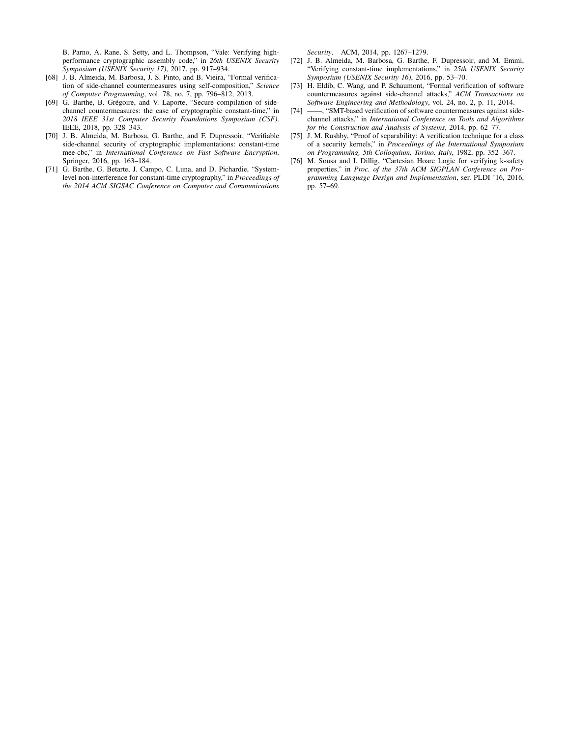B. Parno, A. Rane, S. Setty, and L. Thompson, "Vale: Verifying high-performance cryptographic assembly code," in *26th USENIX Security Symposium (USENIX Security 17)*, 2017, pp. 917–934.

[68] J. B. Almeida, M. Barbosa, J. S. Pinto, and B. Vieira, "Formal verification of side-channel countermeasures using self-composition," *Science of Computer Programming*, vol. 78, no. 7, pp. 796–812, 2013.

[69] G. Barthe, B. Grégoire, and V. Laporte, "Secure compilation of side-channel countermeasures: the case of cryptographic constant-time," in *2018 IEEE 31st Computer Security Foundations Symposium (CSF)*. IEEE, 2018, pp. 328–343.

[70] J. B. Almeida, M. Barbosa, G. Barthe, and F. Dupressoir, "Verifiable side-channel security of cryptographic implementations: constant-time mee-cbc," in *International Conference on Fast Software Encryption*. Springer, 2016, pp. 163–184.

[71] G. Barthe, G. Betarte, J. Campo, C. Luna, and D. Pichardie, "System-level non-interference for constant-time cryptography," in *Proceedings of the 2014 ACM SIGSAC Conference on Computer and Communications Security*. ACM, 2014, pp. 1267–1279.

[72] J. B. Almeida, M. Barbosa, G. Barthe, F. Dupressoir, and M. Emmi, "Verifying constant-time implementations," in *25th USENIX Security Symposium (USENIX Security 16)*, 2016, pp. 53–70.

[73] H. Eldib, C. Wang, and P. Schaumont, "Formal verification of software countermeasures against side-channel attacks," *ACM Transactions on Software Engineering and Methodology*, vol. 24, no. 2, p. 11, 2014.

[74] ——, "SMT-based verification of software countermeasures against side-channel attacks," in *International Conference on Tools and Algorithms for the Construction and Analysis of Systems*, 2014, pp. 62–77.

[75] J. M. Rushby, "Proof of separability: A verification technique for a class of a security kernels," in *Proceedings of the International Symposium on Programming, 5th Colloquium, Torino, Italy*, 1982, pp. 352–367.

[76] M. Sousa and I. Dillig, "Cartesian Hoare Logic for verifying k-safety properties," in *Proc. of the 37th ACM SIGPLAN Conference on Programming Language Design and Implementation*, ser. PLDI '16, 2016, pp. 57–69.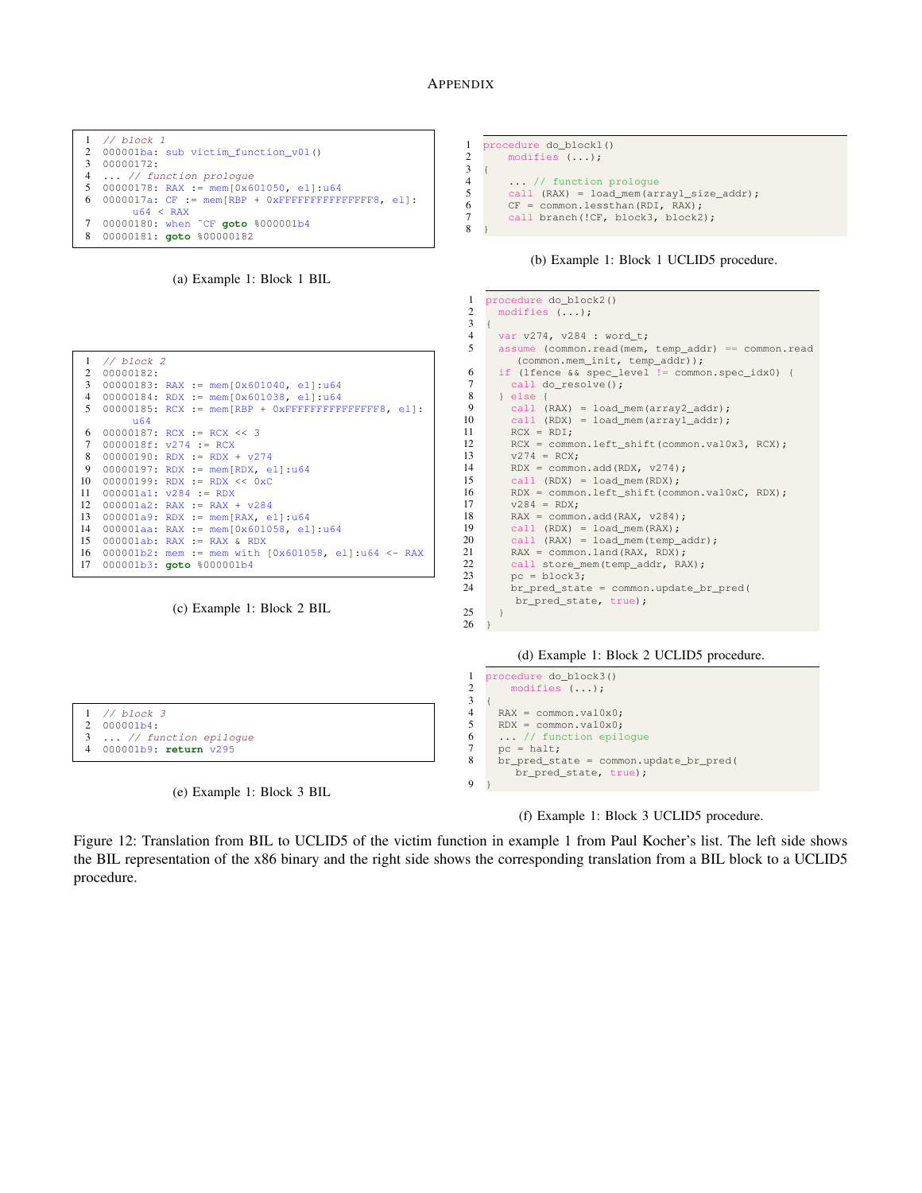# APPENDIX

```
1  // block 1
2  000001ba: sub victim_function_v01()
3  00000172:
4  ... // function prologue
5  00000178: RAX := mem[0x601050, el]:u64
6  0000017a: CF := mem[RBP + 0xFFFFFFFFFFFFFFF8, el]:
       u64 < RAX
7  00000180: when ~CF goto %000001b4
8  00000181: goto %00000182
```

(a) Example 1: Block 1 BIL

```
1  procedure do_block1()
2      modifies (...);
3  {
4      ... // function prologue
5      call (RAX) = load_mem(array1_size_addr);
6      CF = common.lessthan(RDI, RAX);
7      call branch(!CF, block3, block2);
8  }
```

(b) Example 1: Block 1 UCLID5 procedure.

```
1  // block 2
2  00000182:
3  00000183: RAX := mem[0x601040, el]:u64
4  00000184: RDX := mem[0x601038, el]:u64
5  00000185: RCX := mem[RBP + 0xFFFFFFFFFFFFFFF8, el]:
       u64
6  00000187: RCX := RCX << 3
7  0000018f: v274 := RCX
8  00000190: RDX := RDX + v274
9  00000197: RDX := mem[RDX, el]:u64
10 00000199: RDX := RDX << 0xC
11 000001a1: v284 := RDX
12 000001a2: RAX := RAX + v284
13 000001a9: RDX := mem[RAX, el]:u64
14 000001aa: RAX := mem[0x601058, el]:u64
15 000001ab: RAX := RAX & RDX
16 000001b2: mem := mem with [0x601058, el]:u64 <- RAX
17 000001b3: goto %000001b4
```

(c) Example 1: Block 2 BIL

```
1  procedure do_block2()
2    modifies (...);
3  {
4    var v274, v284 : word_t;
5    assume (common.read(mem, temp_addr) == common.read
         (common.mem_init, temp_addr));
6    if (lfence && spec_level != common.spec_idx0) {
7      call do_resolve();
8    } else {
9      call (RAX) = load_mem(array2_addr);
10     call (RDX) = load_mem(array1_addr);
11     RCX = RDI;
12     RCX = common.left_shift(common.val0x3, RCX);
13     v274 = RCX;
14     RDX = common.add(RDX, v274);
15     call (RDX) = load_mem(RDX);
16     RDX = common.left_shift(common.val0xC, RDX);
17     v284 = RDX;
18     RAX = common.add(RAX, v284);
19     call (RDX) = load_mem(RAX);
20     call (RAX) = load_mem(temp_addr);
21     RAX = common.land(RAX, RDX);
22     call store_mem(temp_addr, RAX);
23     pc = block3;
24     br_pred_state = common.update_br_pred(
          br_pred_state, true);
25   }
26 }
```

(d) Example 1: Block 2 UCLID5 procedure.

```
1  // block 3
2  000001b4:
3  ... // function epilogue
4  000001b9: return v295
```

(e) Example 1: Block 3 BIL

```
1  procedure do_block3()
2      modifies (...);
3  {
4    RAX = common.val0x0;
5    RDX = common.val0x0;
6    ... // function epilogue
7    pc = halt;
8    br_pred_state = common.update_br_pred(
         br_pred_state, true);
9  }
```

(f) Example 1: Block 3 UCLID5 procedure.

Figure 12: Translation from BIL to UCLID5 of the victim function in example 1 from Paul Kocher's list. The left side shows the BIL representation of the x86 binary and the right side shows the corresponding translation from a BIL block to a UCLID5 procedure.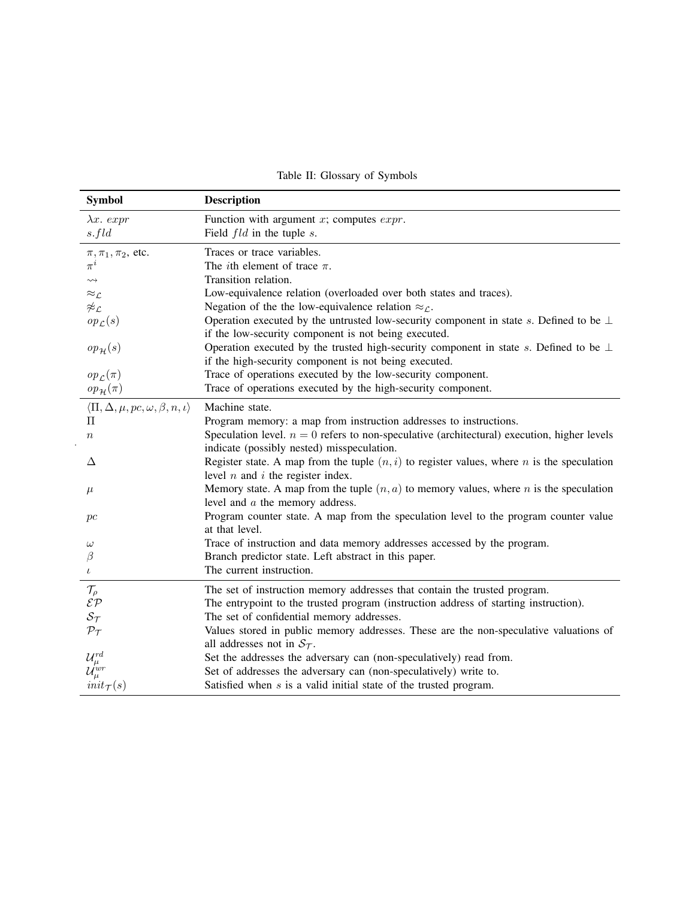Table II: Glossary of Symbols

| Symbol | Description |
|---|---|
| $\lambda x.\ expr$ | Function with argument $x$; computes $expr$. |
| $s.fld$ | Field $fld$ in the tuple $s$. |
| $\pi, \pi_1, \pi_2$, etc. | Traces or trace variables. |
| $\pi^i$ | The $i$th element of trace $\pi$. |
| $\rightsquigarrow$ | Transition relation. |
| $\approx_{\mathcal{L}}$ | Low-equivalence relation (overloaded over both states and traces). |
| $\not\approx_{\mathcal{L}}$ | Negation of the the low-equivalence relation $\approx_{\mathcal{L}}$. |
| $op_{\mathcal{L}}(s)$ | Operation executed by the untrusted low-security component in state $s$. Defined to be $\perp$ if the low-security component is not being executed. |
| $op_{\mathcal{H}}(s)$ | Operation executed by the trusted high-security component in state $s$. Defined to be $\perp$ if the high-security component is not being executed. |
| $op_{\mathcal{L}}(\pi)$ | Trace of operations executed by the low-security component. |
| $op_{\mathcal{H}}(\pi)$ | Trace of operations executed by the high-security component. |
| $\langle \Pi, \Delta, \mu, pc, \omega, \beta, n, \iota \rangle$ | Machine state. |
| $\Pi$ | Program memory: a map from instruction addresses to instructions. |
| $n$ | Speculation level. $n = 0$ refers to non-speculative (architectural) execution, higher levels indicate (possibly nested) misspeculation. |
| $\Delta$ | Register state. A map from the tuple $(n, i)$ to register values, where $n$ is the speculation level $n$ and $i$ the register index. |
| $\mu$ | Memory state. A map from the tuple $(n, a)$ to memory values, where $n$ is the speculation level and $a$ the memory address. |
| $pc$ | Program counter state. A map from the speculation level to the program counter value at that level. |
| $\omega$ | Trace of instruction and data memory addresses accessed by the program. |
| $\beta$ | Branch predictor state. Left abstract in this paper. |
| $\iota$ | The current instruction. |
| $\mathcal{T}_\rho$ | The set of instruction memory addresses that contain the trusted program. |
| $\mathcal{EP}$ | The entrypoint to the trusted program (instruction address of starting instruction). |
| $\mathcal{S}_\mathcal{T}$ | The set of confidential memory addresses. |
| $\mathcal{P}_\mathcal{T}$ | Values stored in public memory addresses. These are the non-speculative valuations of all addresses not in $\mathcal{S}_\mathcal{T}$. |
| $\mathcal{U}_\mu^{rd}$ | Set the addresses the adversary can (non-speculatively) read from. |
| $\mathcal{U}_\mu^{wr}$ | Set of addresses the adversary can (non-speculatively) write to. |
| $init_\mathcal{T}(s)$ | Satisfied when $s$ is a valid initial state of the trusted program. |